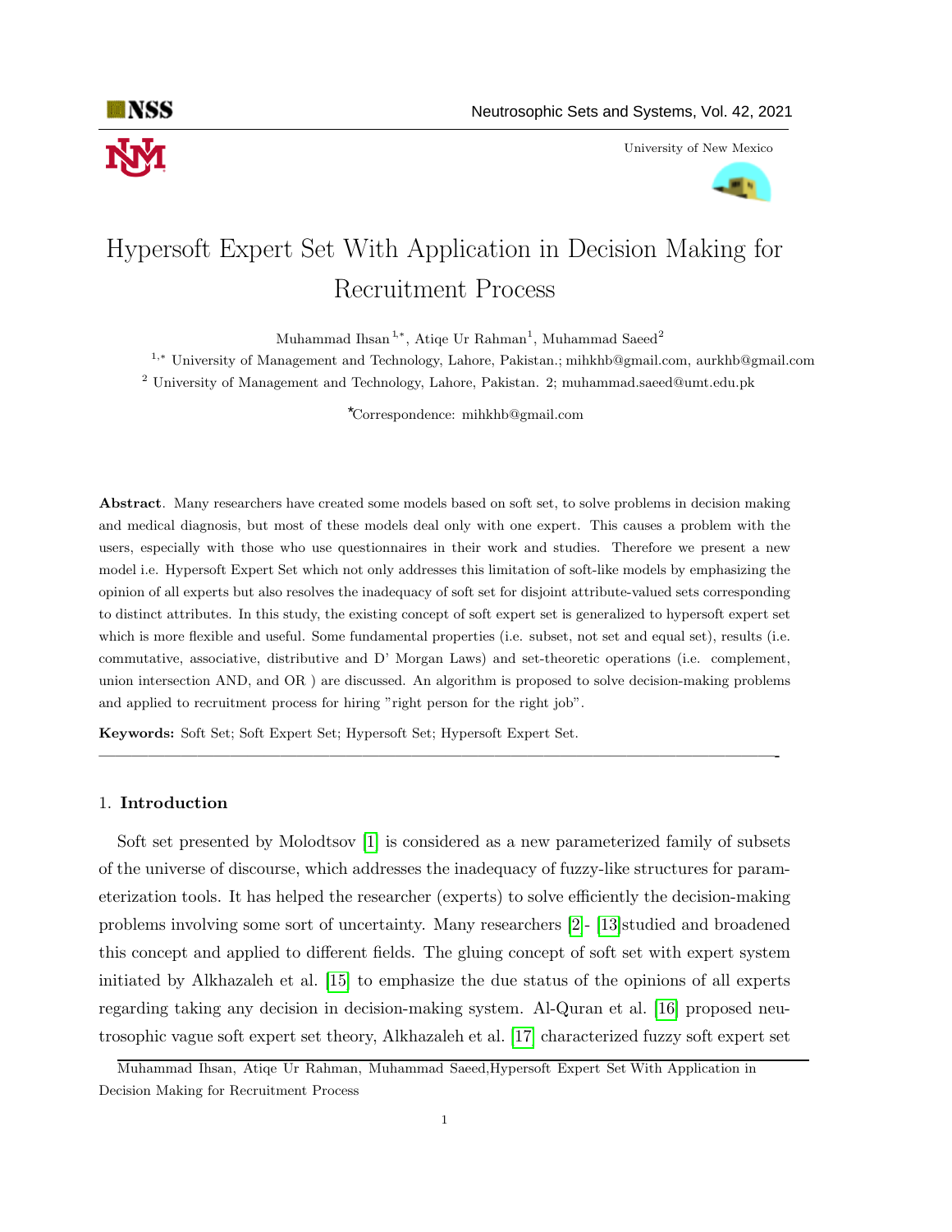# Hypersoft Expert Set With Application in Decision Making for Recruitment Process

Muhammad Ihsan [1,*], Atiqe Ur Rahman [1], Muhammad Saeed [2]

[1,*] University of Management and Technology, Lahore, Pakistan.; mihkhb@gmail.com, aurkhb@gmail.com

[2] University of Management and Technology, Lahore, Pakistan. 2; muhammad.saeed@umt.edu.pk

*Correspondence: mihkhb@gmail.com

**Abstract**. Many researchers have created some models based on soft set, to solve problems in decision making and medical diagnosis, but most of these models deal only with one expert. This causes a problem with the users, especially with those who use questionnaires in their work and studies. Therefore we present a new model i.e. Hypersoft Expert Set which not only addresses this limitation of soft-like models by emphasizing the opinion of all experts but also resolves the inadequacy of soft set for disjoint attribute-valued sets corresponding to distinct attributes. In this study, the existing concept of soft expert set is generalized to hypersoft expert set which is more flexible and useful. Some fundamental properties (i.e. subset, not set and equal set), results (i.e. commutative, associative, distributive and D' Morgan Laws) and set-theoretic operations (i.e. complement, union intersection AND, and OR ) are discussed. An algorithm is proposed to solve decision-making problems and applied to recruitment process for hiring "right person for the right job".

**Keywords:** Soft Set; Soft Expert Set; Hypersoft Set; Hypersoft Expert Set.

---

## 1. Introduction

Soft set presented by Molodtsov [1] is considered as a new parameterized family of subsets of the universe of discourse, which addresses the inadequacy of fuzzy-like structures for parameterization tools. It has helped the researcher (experts) to solve efficiently the decision-making problems involving some sort of uncertainty. Many researchers [2]- [13]studied and broadened this concept and applied to different fields. The gluing concept of soft set with expert system initiated by Alkhazaleh et al. [15] to emphasize the due status of the opinions of all experts regarding taking any decision in decision-making system. Al-Quran et al. [16] proposed neutrosophic vague soft expert set theory, Alkhazaleh et al. [17] characterized fuzzy soft expert set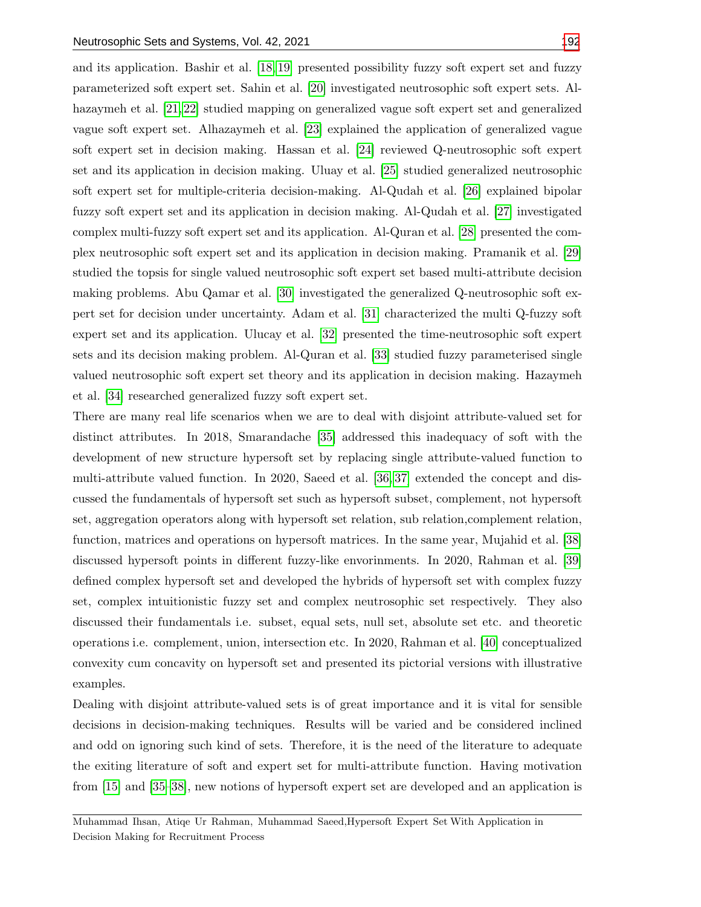and its application. Bashir et al. [18,19] presented possibility fuzzy soft expert set and fuzzy parameterized soft expert set. Sahin et al. [20] investigated neutrosophic soft expert sets. Alhazaymeh et al. [21,22] studied mapping on generalized vague soft expert set and generalized vague soft expert set. Alhazaymeh et al. [23] explained the application of generalized vague soft expert set in decision making. Hassan et al. [24] reviewed Q-neutrosophic soft expert set and its application in decision making. Uluay et al. [25] studied generalized neutrosophic soft expert set for multiple-criteria decision-making. Al-Qudah et al. [26] explained bipolar fuzzy soft expert set and its application in decision making. Al-Qudah et al. [27] investigated complex multi-fuzzy soft expert set and its application. Al-Quran et al. [28] presented the complex neutrosophic soft expert set and its application in decision making. Pramanik et al. [29] studied the topsis for single valued neutrosophic soft expert set based multi-attribute decision making problems. Abu Qamar et al. [30] investigated the generalized Q-neutrosophic soft expert set for decision under uncertainty. Adam et al. [31] characterized the multi Q-fuzzy soft expert set and its application. Ulucay et al. [32] presented the time-neutrosophic soft expert sets and its decision making problem. Al-Quran et al. [33] studied fuzzy parameterised single valued neutrosophic soft expert set theory and its application in decision making. Hazaymeh et al. [34] researched generalized fuzzy soft expert set.

There are many real life scenarios when we are to deal with disjoint attribute-valued set for distinct attributes. In 2018, Smarandache [35] addressed this inadequacy of soft with the development of new structure hypersoft set by replacing single attribute-valued function to multi-attribute valued function. In 2020, Saeed et al. [36,37] extended the concept and discussed the fundamentals of hypersoft set such as hypersoft subset, complement, not hypersoft set, aggregation operators along with hypersoft set relation, sub relation,complement relation, function, matrices and operations on hypersoft matrices. In the same year, Mujahid et al. [38] discussed hypersoft points in different fuzzy-like envorinments. In 2020, Rahman et al. [39] defined complex hypersoft set and developed the hybrids of hypersoft set with complex fuzzy set, complex intuitionistic fuzzy set and complex neutrosophic set respectively. They also discussed their fundamentals i.e. subset, equal sets, null set, absolute set etc. and theoretic operations i.e. complement, union, intersection etc. In 2020, Rahman et al. [40] conceptualized convexity cum concavity on hypersoft set and presented its pictorial versions with illustrative examples.

Dealing with disjoint attribute-valued sets is of great importance and it is vital for sensible decisions in decision-making techniques. Results will be varied and be considered inclined and odd on ignoring such kind of sets. Therefore, it is the need of the literature to adequate the exiting literature of soft and expert set for multi-attribute function. Having motivation from [15] and [35–38], new notions of hypersoft expert set are developed and an application is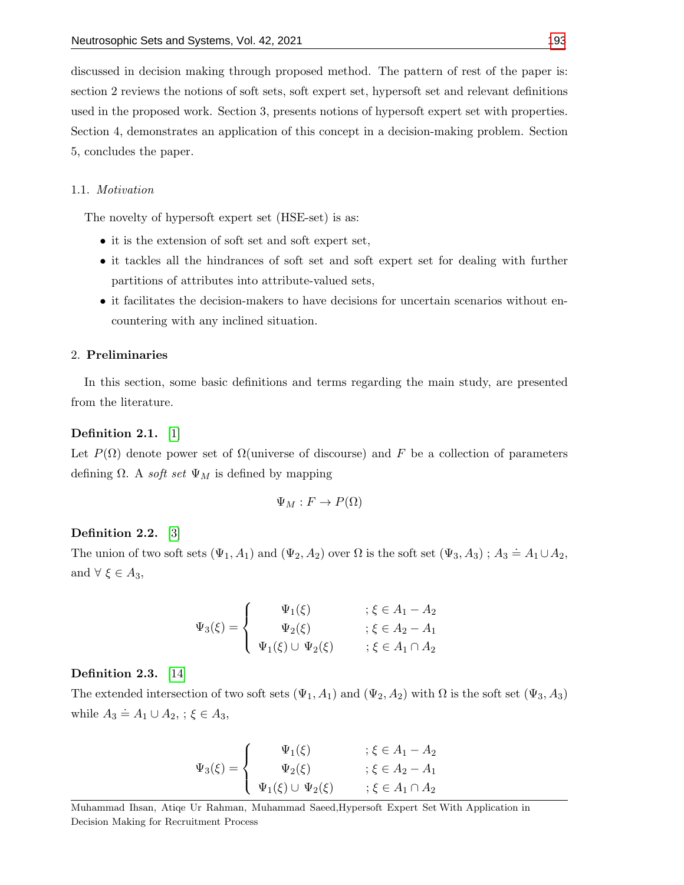discussed in decision making through proposed method. The pattern of rest of the paper is: section 2 reviews the notions of soft sets, soft expert set, hypersoft set and relevant definitions used in the proposed work. Section 3, presents notions of hypersoft expert set with properties. Section 4, demonstrates an application of this concept in a decision-making problem. Section 5, concludes the paper.

### 1.1. *Motivation*

The novelty of hypersoft expert set (HSE-set) is as:

- it is the extension of soft set and soft expert set,
- it tackles all the hindrances of soft set and soft expert set for dealing with further partitions of attributes into attribute-valued sets,
- it facilitates the decision-makers to have decisions for uncertain scenarios without encountering with any inclined situation.

## 2. **Preliminaries**

In this section, some basic definitions and terms regarding the main study, are presented from the literature.

**Definition 2.1.** [1]
Let $P(\Omega)$ denote power set of $\Omega$(universe of discourse) and $F$ be a collection of parameters defining $\Omega$. A *soft set* $\Psi_M$ is defined by mapping

$$\Psi_M : F \rightarrow P(\Omega)$$

**Definition 2.2.** [3]
The union of two soft sets $(\Psi_1, A_1)$ and $(\Psi_2, A_2)$ over $\Omega$ is the soft set $(\Psi_3, A_3)$ ; $A_3 \doteq A_1 \cup A_2$, and $\forall\ \xi \in A_3$,

$$\Psi_3(\xi) = \begin{cases} \Psi_1(\xi) & ; \xi \in A_1 - A_2 \\ \Psi_2(\xi) & ; \xi \in A_2 - A_1 \\ \Psi_1(\xi) \cup \Psi_2(\xi) & ; \xi \in A_1 \cap A_2 \end{cases}$$

**Definition 2.3.** [14]
The extended intersection of two soft sets $(\Psi_1, A_1)$ and $(\Psi_2, A_2)$ with $\Omega$ is the soft set $(\Psi_3, A_3)$ while $A_3 \doteq A_1 \cup A_2$, ; $\xi \in A_3$,

$$\Psi_3(\xi) = \begin{cases} \Psi_1(\xi) & ; \xi \in A_1 - A_2 \\ \Psi_2(\xi) & ; \xi \in A_2 - A_1 \\ \Psi_1(\xi) \cup \Psi_2(\xi) & ; \xi \in A_1 \cap A_2 \end{cases}$$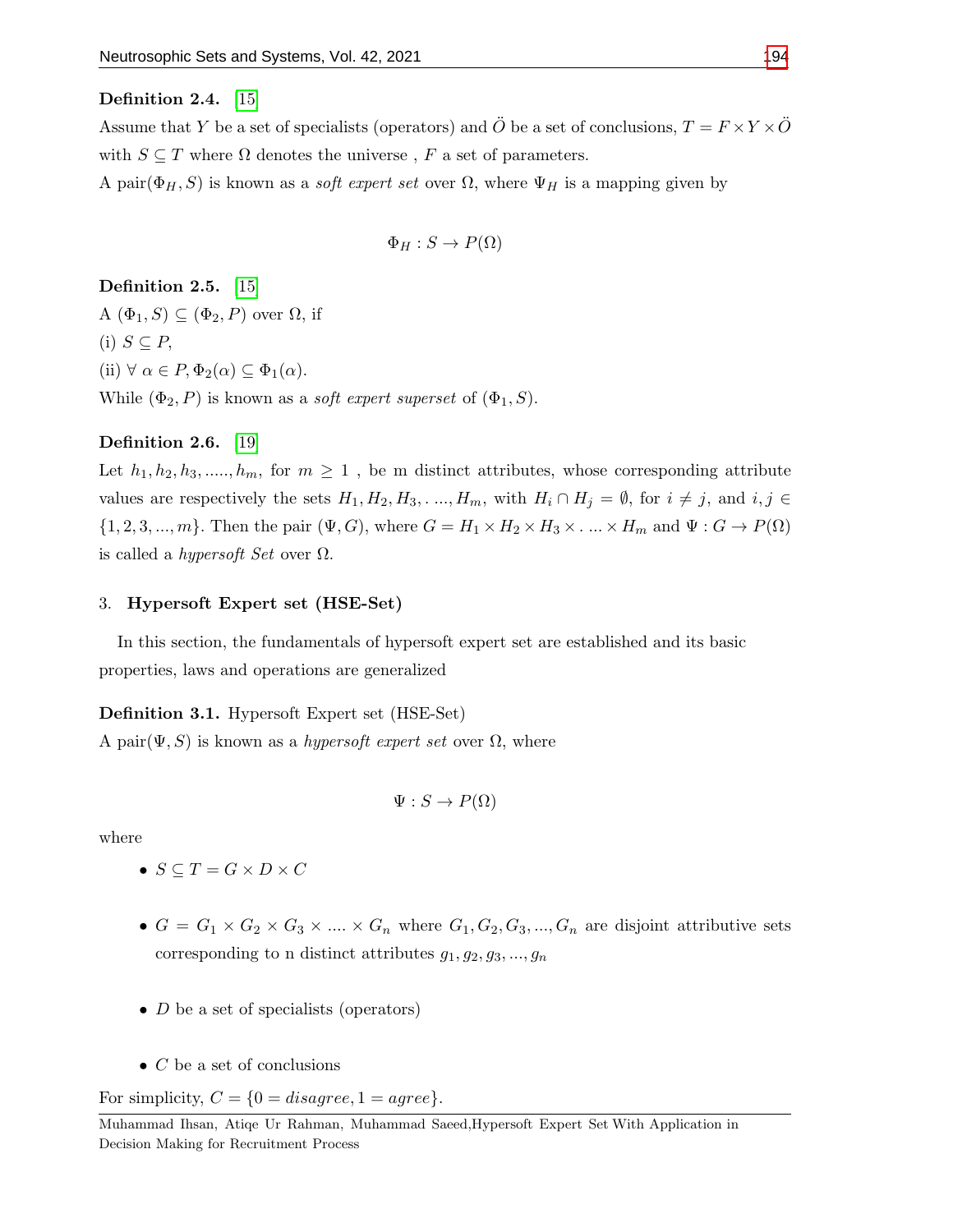**Definition 2.4.** [15]

Assume that $Y$ be a set of specialists (operators) and $\ddot{O}$ be a set of conclusions, $T = F \times Y \times \ddot{O}$ with $S \subseteq T$ where $\Omega$ denotes the universe , $F$ a set of parameters.

A pair$(\Phi_H, S)$ is known as a *soft expert set* over $\Omega$, where $\Psi_H$ is a mapping given by

$$\Phi_H : S \to P(\Omega)$$

**Definition 2.5.** [15]

A $(\Phi_1, S) \subseteq (\Phi_2, P)$ over $\Omega$, if

(i) $S \subseteq P$,

(ii) $\forall\ \alpha \in P, \Phi_2(\alpha) \subseteq \Phi_1(\alpha)$.

While $(\Phi_2, P)$ is known as a *soft expert superset* of $(\Phi_1, S)$.

**Definition 2.6.** [19]

Let $h_1, h_2, h_3, ....., h_m$, for $m \geq 1$ , be m distinct attributes, whose corresponding attribute values are respectively the sets $H_1, H_2, H_3, . ..., H_m$, with $H_i \cap H_j = \emptyset$, for $i \neq j$, and $i, j \in \{1, 2, 3, ..., m\}$. Then the pair $(\Psi, G)$, where $G = H_1 \times H_2 \times H_3 \times . ... \times H_m$ and $\Psi : G \to P(\Omega)$ is called a *hypersoft Set* over $\Omega$.

## 3. Hypersoft Expert set (HSE-Set)

In this section, the fundamentals of hypersoft expert set are established and its basic properties, laws and operations are generalized

**Definition 3.1.** Hypersoft Expert set (HSE-Set)

A pair$(\Psi, S)$ is known as a *hypersoft expert set* over $\Omega$, where

$$\Psi : S \to P(\Omega)$$

where

- $S \subseteq T = G \times D \times C$
- $G = G_1 \times G_2 \times G_3 \times .... \times G_n$ where $G_1, G_2, G_3, ..., G_n$ are disjoint attributive sets corresponding to n distinct attributes $g_1, g_2, g_3, ..., g_n$
- $D$ be a set of specialists (operators)
- $C$ be a set of conclusions

For simplicity, $C = \{0 = disagree, 1 = agree\}$.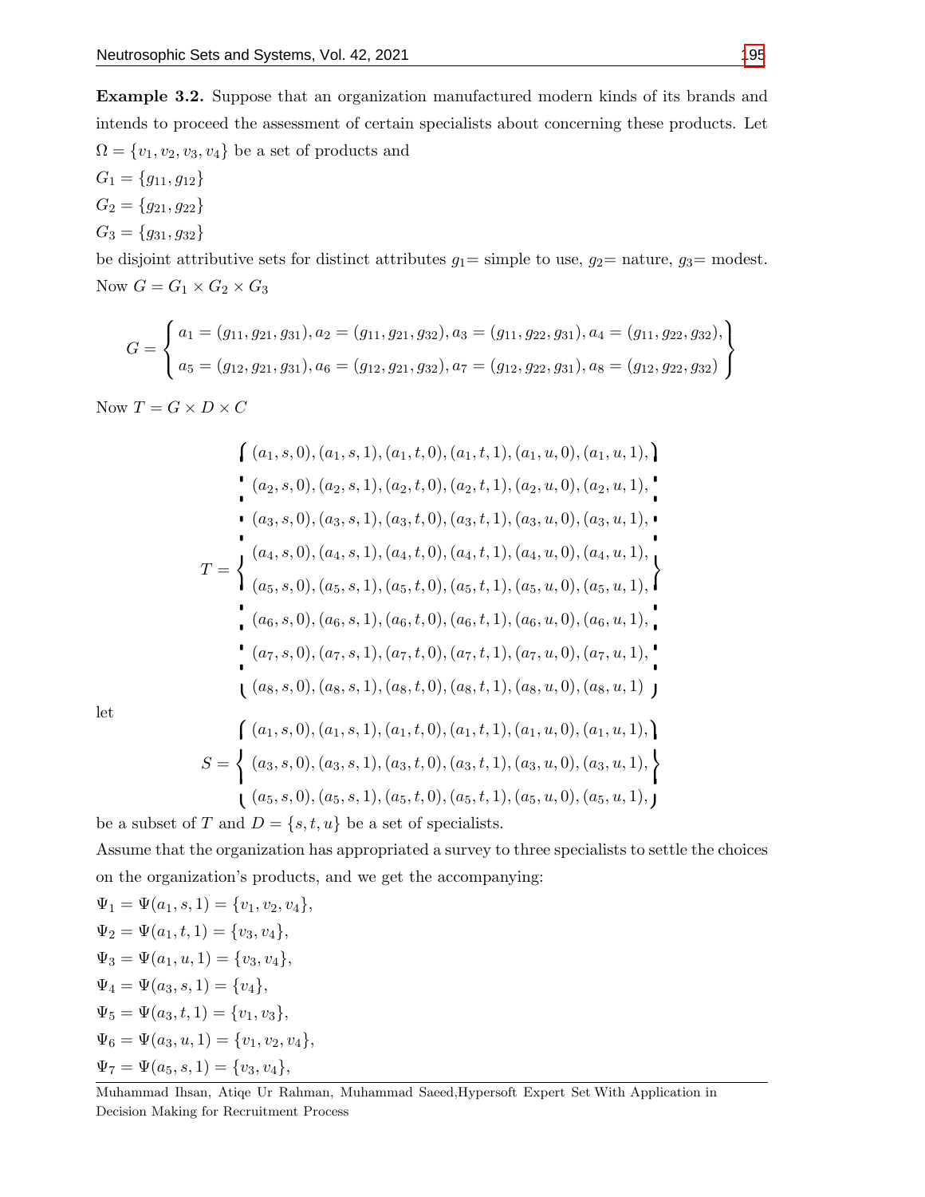**Example 3.2.** Suppose that an organization manufactured modern kinds of its brands and intends to proceed the assessment of certain specialists about concerning these products. Let $\Omega = \{v_1, v_2, v_3, v_4\}$ be a set of products and

$G_1 = \{g_{11}, g_{12}\}$

$G_2 = \{g_{21}, g_{22}\}$

$G_3 = \{g_{31}, g_{32}\}$

be disjoint attributive sets for distinct attributes $g_1$= simple to use, $g_2$= nature, $g_3$= modest. Now $G = G_1 \times G_2 \times G_3$

$$G = \left\{ \begin{array}{l} a_1 = (g_{11}, g_{21}, g_{31}), a_2 = (g_{11}, g_{21}, g_{32}), a_3 = (g_{11}, g_{22}, g_{31}), a_4 = (g_{11}, g_{22}, g_{32}), \\ a_5 = (g_{12}, g_{21}, g_{31}), a_6 = (g_{12}, g_{21}, g_{32}), a_7 = (g_{12}, g_{22}, g_{31}), a_8 = (g_{12}, g_{22}, g_{32}) \end{array} \right\}$$

Now $T = G \times D \times C$

$$T = \left\{ \begin{array}{l} (a_1, s, 0), (a_1, s, 1), (a_1, t, 0), (a_1, t, 1), (a_1, u, 0), (a_1, u, 1), \\ (a_2, s, 0), (a_2, s, 1), (a_2, t, 0), (a_2, t, 1), (a_2, u, 0), (a_2, u, 1), \\ (a_3, s, 0), (a_3, s, 1), (a_3, t, 0), (a_3, t, 1), (a_3, u, 0), (a_3, u, 1), \\ (a_4, s, 0), (a_4, s, 1), (a_4, t, 0), (a_4, t, 1), (a_4, u, 0), (a_4, u, 1), \\ (a_5, s, 0), (a_5, s, 1), (a_5, t, 0), (a_5, t, 1), (a_5, u, 0), (a_5, u, 1), \\ (a_6, s, 0), (a_6, s, 1), (a_6, t, 0), (a_6, t, 1), (a_6, u, 0), (a_6, u, 1), \\ (a_7, s, 0), (a_7, s, 1), (a_7, t, 0), (a_7, t, 1), (a_7, u, 0), (a_7, u, 1), \\ (a_8, s, 0), (a_8, s, 1), (a_8, t, 0), (a_8, t, 1), (a_8, u, 0), (a_8, u, 1) \end{array} \right\}$$

let

$$S = \left\{ \begin{array}{l} (a_1, s, 0), (a_1, s, 1), (a_1, t, 0), (a_1, t, 1), (a_1, u, 0), (a_1, u, 1), \\ (a_3, s, 0), (a_3, s, 1), (a_3, t, 0), (a_3, t, 1), (a_3, u, 0), (a_3, u, 1), \\ (a_5, s, 0), (a_5, s, 1), (a_5, t, 0), (a_5, t, 1), (a_5, u, 0), (a_5, u, 1), \end{array} \right\}$$

be a subset of $T$ and $D = \{s, t, u\}$ be a set of specialists.

Assume that the organization has appropriated a survey to three specialists to settle the choices on the organization's products, and we get the accompanying:

$\Psi_1 = \Psi(a_1, s, 1) = \{v_1, v_2, v_4\}$,

$\Psi_2 = \Psi(a_1, t, 1) = \{v_3, v_4\}$,

$\Psi_3 = \Psi(a_1, u, 1) = \{v_3, v_4\}$,

$\Psi_4 = \Psi(a_3, s, 1) = \{v_4\}$,

$\Psi_5 = \Psi(a_3, t, 1) = \{v_1, v_3\}$,

$\Psi_6 = \Psi(a_3, u, 1) = \{v_1, v_2, v_4\}$,

$\Psi_7 = \Psi(a_5, s, 1) = \{v_3, v_4\}$,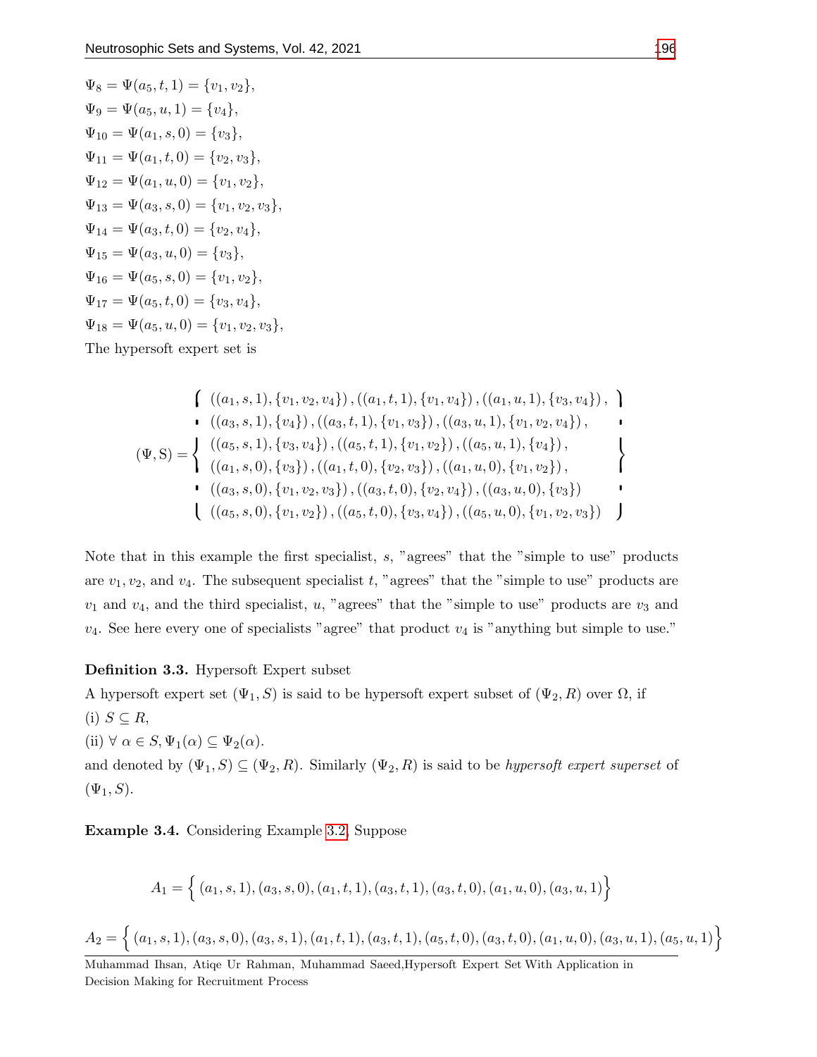$\Psi_8 = \Psi(a_5, t, 1) = \{v_1, v_2\}$,
$\Psi_9 = \Psi(a_5, u, 1) = \{v_4\}$,
$\Psi_{10} = \Psi(a_1, s, 0) = \{v_3\}$,
$\Psi_{11} = \Psi(a_1, t, 0) = \{v_2, v_3\}$,
$\Psi_{12} = \Psi(a_1, u, 0) = \{v_1, v_2\}$,
$\Psi_{13} = \Psi(a_3, s, 0) = \{v_1, v_2, v_3\}$,
$\Psi_{14} = \Psi(a_3, t, 0) = \{v_2, v_4\}$,
$\Psi_{15} = \Psi(a_3, u, 0) = \{v_3\}$,
$\Psi_{16} = \Psi(a_5, s, 0) = \{v_1, v_2\}$,
$\Psi_{17} = \Psi(a_5, t, 0) = \{v_3, v_4\}$,
$\Psi_{18} = \Psi(a_5, u, 0) = \{v_1, v_2, v_3\}$,
The hypersoft expert set is

$$(\Psi, S) = \left\{ \begin{array}{l} ((a_1, s, 1), \{v_1, v_2, v_4\}), ((a_1, t, 1), \{v_1, v_4\}), ((a_1, u, 1), \{v_3, v_4\}), \\ ((a_3, s, 1), \{v_4\}), ((a_3, t, 1), \{v_1, v_3\}), ((a_3, u, 1), \{v_1, v_2, v_4\}), \\ ((a_5, s, 1), \{v_3, v_4\}), ((a_5, t, 1), \{v_1, v_2\}), ((a_5, u, 1), \{v_4\}), \\ ((a_1, s, 0), \{v_3\}), ((a_1, t, 0), \{v_2, v_3\}), ((a_1, u, 0), \{v_1, v_2\}), \\ ((a_3, s, 0), \{v_1, v_2, v_3\}), ((a_3, t, 0), \{v_2, v_4\}), ((a_3, u, 0), \{v_3\}) \\ ((a_5, s, 0), \{v_1, v_2\}), ((a_5, t, 0), \{v_3, v_4\}), ((a_5, u, 0), \{v_1, v_2, v_3\}) \end{array} \right\}$$

Note that in this example the first specialist, $s$, "agrees" that the "simple to use" products are $v_1, v_2$, and $v_4$. The subsequent specialist $t$, "agrees" that the "simple to use" products are $v_1$ and $v_4$, and the third specialist, $u$, "agrees" that the "simple to use" products are $v_3$ and $v_4$. See here every one of specialists "agree" that product $v_4$ is "anything but simple to use."

**Definition 3.3.** Hypersoft Expert subset

A hypersoft expert set $(\Psi_1, S)$ is said to be hypersoft expert subset of $(\Psi_2, R)$ over $\Omega$, if
(i) $S \subseteq R$,
(ii) $\forall\ \alpha \in S, \Psi_1(\alpha) \subseteq \Psi_2(\alpha)$.
and denoted by $(\Psi_1, S) \subseteq (\Psi_2, R)$. Similarly $(\Psi_2, R)$ is said to be *hypersoft expert superset* of $(\Psi_1, S)$.

**Example 3.4.** Considering Example 3.2, Suppose

$$A_1 = \Big\{ (a_1, s, 1), (a_3, s, 0), (a_1, t, 1), (a_3, t, 1), (a_3, t, 0), (a_1, u, 0), (a_3, u, 1) \Big\}$$

$$A_2 = \Big\{ (a_1, s, 1), (a_3, s, 0), (a_3, s, 1), (a_1, t, 1), (a_3, t, 1), (a_5, t, 0), (a_3, t, 0), (a_1, u, 0), (a_3, u, 1), (a_5, u, 1) \Big\}$$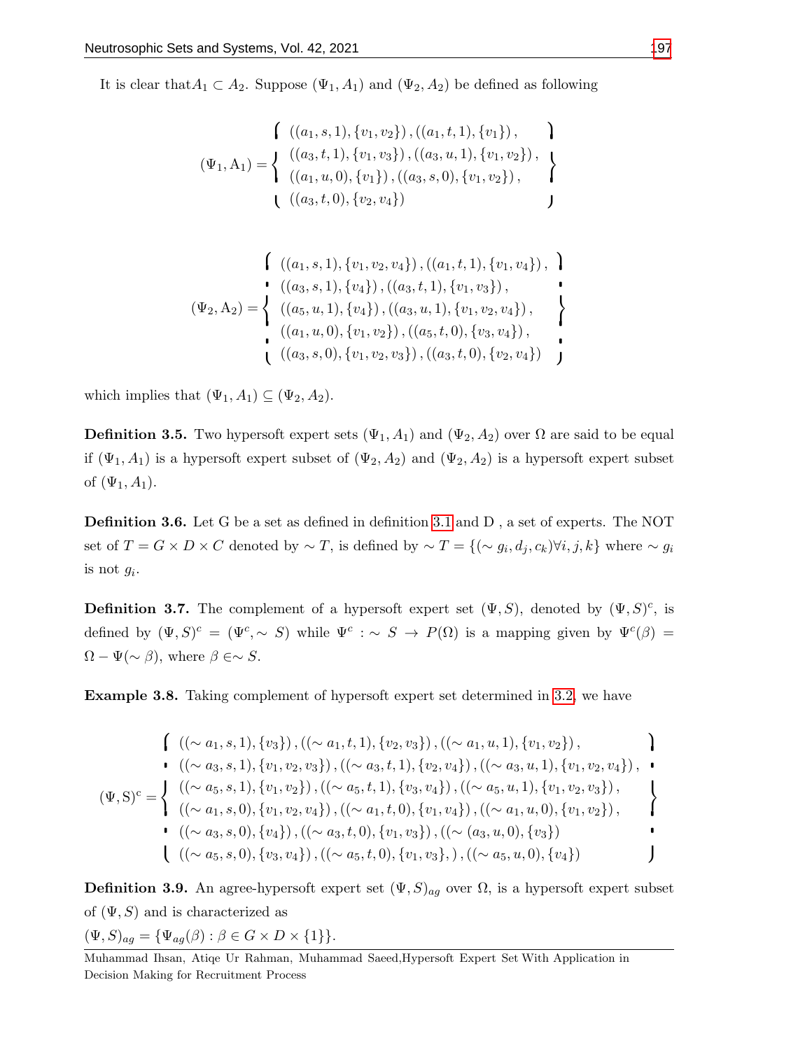It is clear that$A_1 \subset A_2$. Suppose $(\Psi_1, A_1)$ and $(\Psi_2, A_2)$ be defined as following

$$(\Psi_1, \mathrm{A}_1) = \left\{ \begin{array}{l} ((a_1, s, 1), \{v_1, v_2\}), ((a_1, t, 1), \{v_1\}), \\ ((a_3, t, 1), \{v_1, v_3\}), ((a_3, u, 1), \{v_1, v_2\}), \\ ((a_1, u, 0), \{v_1\}), ((a_3, s, 0), \{v_1, v_2\}), \\ ((a_3, t, 0), \{v_2, v_4\}) \end{array} \right\}$$

$$(\Psi_2, \mathrm{A}_2) = \left\{ \begin{array}{l} ((a_1, s, 1), \{v_1, v_2, v_4\}), ((a_1, t, 1), \{v_1, v_4\}), \\ ((a_3, s, 1), \{v_4\}), ((a_3, t, 1), \{v_1, v_3\}), \\ ((a_5, u, 1), \{v_4\}), ((a_3, u, 1), \{v_1, v_2, v_4\}), \\ ((a_1, u, 0), \{v_1, v_2\}), ((a_5, t, 0), \{v_3, v_4\}), \\ ((a_3, s, 0), \{v_1, v_2, v_3\}), ((a_3, t, 0), \{v_2, v_4\}) \end{array} \right\}$$

which implies that $(\Psi_1, A_1) \subseteq (\Psi_2, A_2)$.

**Definition 3.5.** Two hypersoft expert sets $(\Psi_1, A_1)$ and $(\Psi_2, A_2)$ over $\Omega$ are said to be equal if $(\Psi_1, A_1)$ is a hypersoft expert subset of $(\Psi_2, A_2)$ and $(\Psi_2, A_2)$ is a hypersoft expert subset of $(\Psi_1, A_1)$.

**Definition 3.6.** Let G be a set as defined in definition 3.1 and D , a set of experts. The NOT set of $T = G \times D \times C$ denoted by $\sim T$, is defined by $\sim T = \{(\sim g_i, d_j, c_k) \forall i, j, k\}$ where $\sim g_i$ is not $g_i$.

**Definition 3.7.** The complement of a hypersoft expert set $(\Psi, S)$, denoted by $(\Psi, S)^c$, is defined by $(\Psi, S)^c = (\Psi^c, \sim S)$ while $\Psi^c : \sim S \rightarrow P(\Omega)$ is a mapping given by $\Psi^c(\beta) = \Omega - \Psi(\sim \beta)$, where $\beta \in \sim S$.

**Example 3.8.** Taking complement of hypersoft expert set determined in 3.2, we have

$$(\Psi, \mathrm{S})^{\mathrm{c}} = \left\{ \begin{array}{l} ((\sim a_1, s, 1), \{v_3\}), ((\sim a_1, t, 1), \{v_2, v_3\}), ((\sim a_1, u, 1), \{v_1, v_2\}), \\ ((\sim a_3, s, 1), \{v_1, v_2, v_3\}), ((\sim a_3, t, 1), \{v_2, v_4\}), ((\sim a_3, u, 1), \{v_1, v_2, v_4\}), \\ ((\sim a_5, s, 1), \{v_1, v_2\}), ((\sim a_5, t, 1), \{v_3, v_4\}), ((\sim a_5, u, 1), \{v_1, v_2, v_3\}), \\ ((\sim a_1, s, 0), \{v_1, v_2, v_4\}), ((\sim a_1, t, 0), \{v_1, v_4\}), ((\sim a_1, u, 0), \{v_1, v_2\}), \\ ((\sim a_3, s, 0), \{v_4\}), ((\sim a_3, t, 0), \{v_1, v_3\}), ((\sim (a_3, u, 0), \{v_3\}) \\ ((\sim a_5, s, 0), \{v_3, v_4\}), ((\sim a_5, t, 0), \{v_1, v_3\},), ((\sim a_5, u, 0), \{v_4\}) \end{array} \right\}$$

**Definition 3.9.** An agree-hypersoft expert set $(\Psi, S)_{ag}$ over $\Omega$, is a hypersoft expert subset of $(\Psi, S)$ and is characterized as

$(\Psi, S)_{ag} = \{\Psi_{ag}(\beta) : \beta \in G \times D \times \{1\}\}$.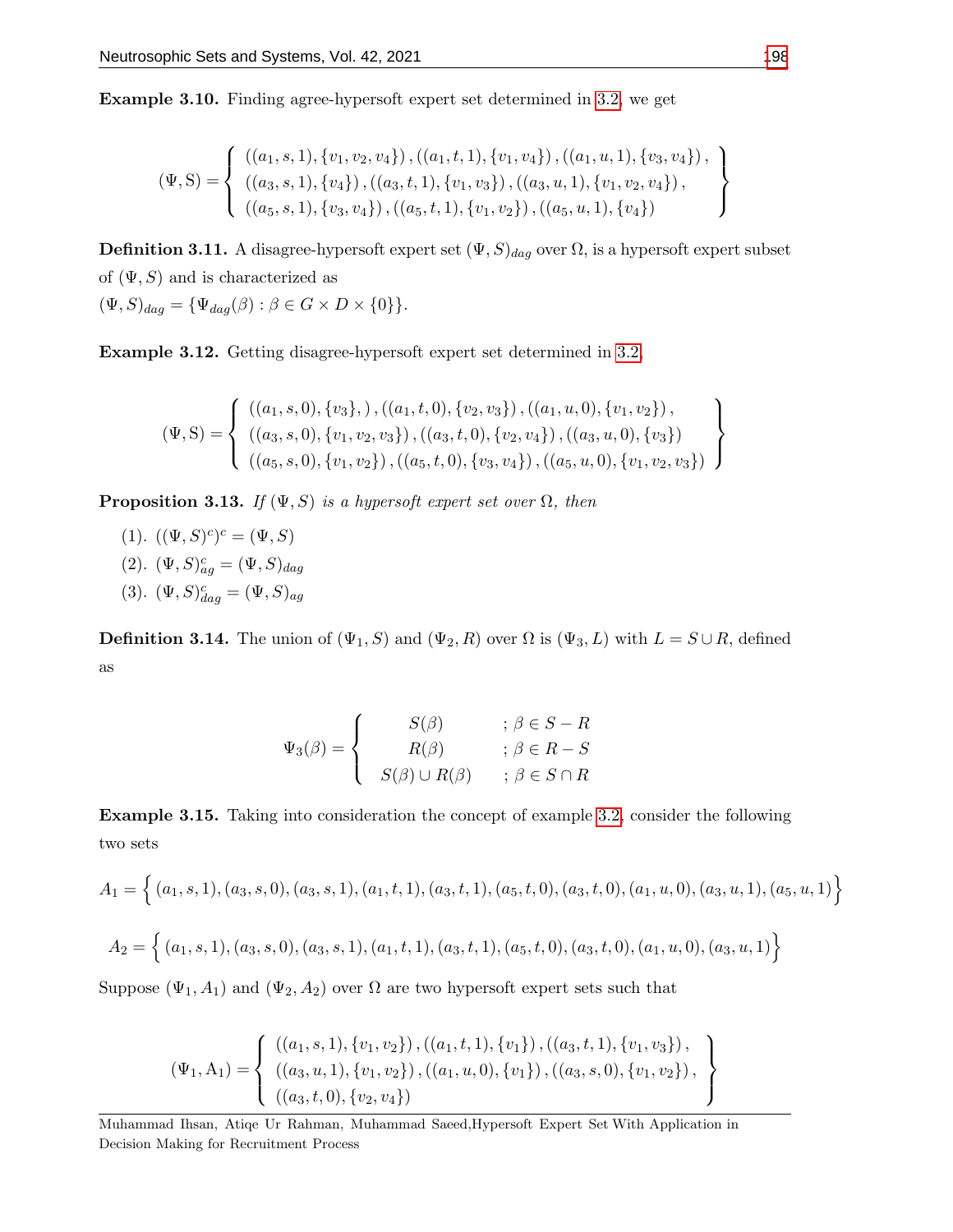**Example 3.10.** Finding agree-hypersoft expert set determined in 3.2, we get

$$(\Psi, \mathrm{S}) = \left\{ \begin{array}{l} ((a_1, s, 1), \{v_1, v_2, v_4\}), ((a_1, t, 1), \{v_1, v_4\}), ((a_1, u, 1), \{v_3, v_4\}), \\ ((a_3, s, 1), \{v_4\}), ((a_3, t, 1), \{v_1, v_3\}), ((a_3, u, 1), \{v_1, v_2, v_4\}), \\ ((a_5, s, 1), \{v_3, v_4\}), ((a_5, t, 1), \{v_1, v_2\}), ((a_5, u, 1), \{v_4\}) \end{array} \right\}$$

**Definition 3.11.** A disagree-hypersoft expert set $(\Psi, S)_{dag}$ over $\Omega$, is a hypersoft expert subset of $(\Psi, S)$ and is characterized as
$(\Psi, S)_{dag} = \{\Psi_{dag}(\beta) : \beta \in G \times D \times \{0\}\}$.

**Example 3.12.** Getting disagree-hypersoft expert set determined in 3.2

$$(\Psi, \mathrm{S}) = \left\{ \begin{array}{l} ((a_1, s, 0), \{v_3\},), ((a_1, t, 0), \{v_2, v_3\}), ((a_1, u, 0), \{v_1, v_2\}), \\ ((a_3, s, 0), \{v_1, v_2, v_3\}), ((a_3, t, 0), \{v_2, v_4\}), ((a_3, u, 0), \{v_3\}) \\ ((a_5, s, 0), \{v_1, v_2\}), ((a_5, t, 0), \{v_3, v_4\}), ((a_5, u, 0), \{v_1, v_2, v_3\}) \end{array} \right\}$$

**Proposition 3.13.** *If $(\Psi, S)$ is a hypersoft expert set over $\Omega$, then*

(1). $((\Psi, S)^c)^c = (\Psi, S)$

(2). $(\Psi, S)^c_{ag} = (\Psi, S)_{dag}$

(3). $(\Psi, S)^c_{dag} = (\Psi, S)_{ag}$

**Definition 3.14.** The union of $(\Psi_1, S)$ and $(\Psi_2, R)$ over $\Omega$ is $(\Psi_3, L)$ with $L = S \cup R$, defined as

$$\Psi_3(\beta) = \left\{ \begin{array}{ll} S(\beta) & ; \beta \in S - R \\ R(\beta) & ; \beta \in R - S \\ S(\beta) \cup R(\beta) & ; \beta \in S \cap R \end{array} \right.$$

**Example 3.15.** Taking into consideration the concept of example 3.2, consider the following two sets

$$A_1 = \Big\{ (a_1, s, 1), (a_3, s, 0), (a_3, s, 1), (a_1, t, 1), (a_3, t, 1), (a_5, t, 0), (a_3, t, 0), (a_1, u, 0), (a_3, u, 1), (a_5, u, 1) \Big\}$$

$$A_2 = \Big\{ (a_1, s, 1), (a_3, s, 0), (a_3, s, 1), (a_1, t, 1), (a_3, t, 1), (a_5, t, 0), (a_3, t, 0), (a_1, u, 0), (a_3, u, 1) \Big\}$$

Suppose $(\Psi_1, A_1)$ and $(\Psi_2, A_2)$ over $\Omega$ are two hypersoft expert sets such that

$$(\Psi_1, \mathrm{A}_1) = \left\{ \begin{array}{l} ((a_1, s, 1), \{v_1, v_2\}), ((a_1, t, 1), \{v_1\}), ((a_3, t, 1), \{v_1, v_3\}), \\ ((a_3, u, 1), \{v_1, v_2\}), ((a_1, u, 0), \{v_1\}), ((a_3, s, 0), \{v_1, v_2\}), \\ ((a_3, t, 0), \{v_2, v_4\}) \end{array} \right\}$$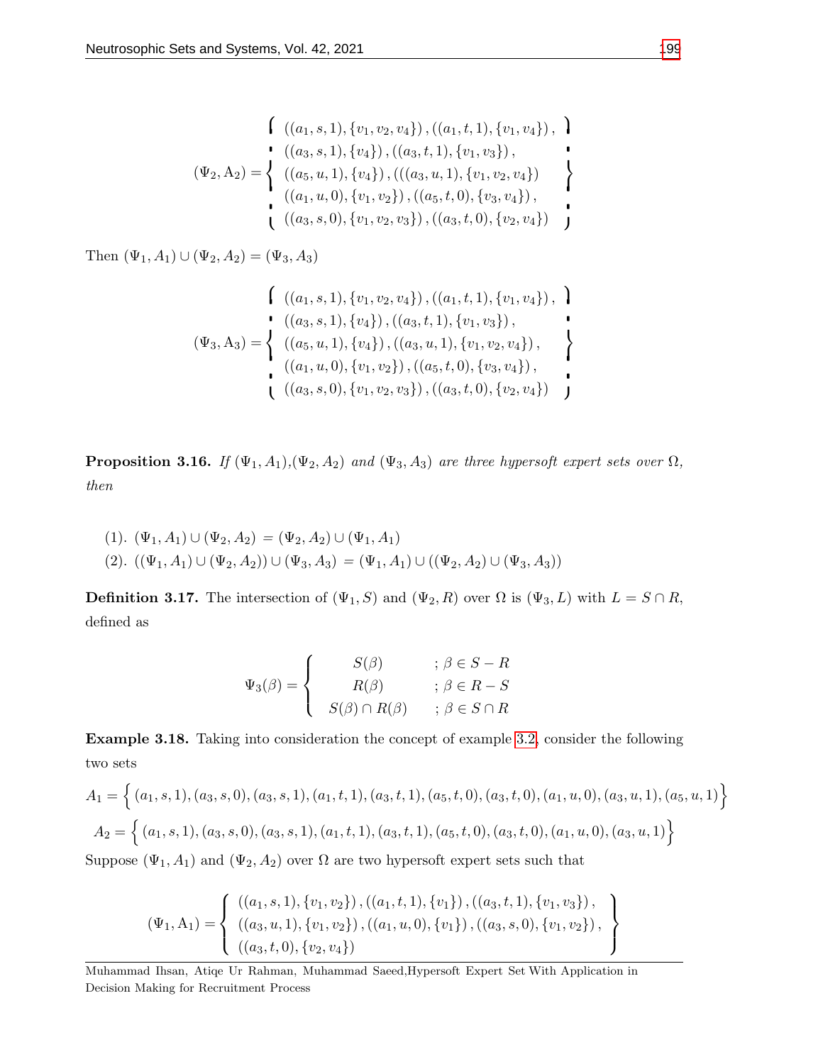$$(\Psi_2, \mathrm{A}_2) = \left\{ \begin{array}{l} ((a_1, s, 1), \{v_1, v_2, v_4\}), ((a_1, t, 1), \{v_1, v_4\}), \\ ((a_3, s, 1), \{v_4\}), ((a_3, t, 1), \{v_1, v_3\}), \\ ((a_5, u, 1), \{v_4\}), (((a_3, u, 1), \{v_1, v_2, v_4\}) \\ ((a_1, u, 0), \{v_1, v_2\}), ((a_5, t, 0), \{v_3, v_4\}), \\ ((a_3, s, 0), \{v_1, v_2, v_3\}), ((a_3, t, 0), \{v_2, v_4\}) \end{array} \right\}$$

Then $(\Psi_1, A_1) \cup (\Psi_2, A_2) = (\Psi_3, A_3)$

$$(\Psi_3, \mathrm{A}_3) = \left\{ \begin{array}{l} ((a_1, s, 1), \{v_1, v_2, v_4\}), ((a_1, t, 1), \{v_1, v_4\}), \\ ((a_3, s, 1), \{v_4\}), ((a_3, t, 1), \{v_1, v_3\}), \\ ((a_5, u, 1), \{v_4\}), ((a_3, u, 1), \{v_1, v_2, v_4\}), \\ ((a_1, u, 0), \{v_1, v_2\}), ((a_5, t, 0), \{v_3, v_4\}), \\ ((a_3, s, 0), \{v_1, v_2, v_3\}), ((a_3, t, 0), \{v_2, v_4\}) \end{array} \right\}$$

**Proposition 3.16.** *If $(\Psi_1, A_1)$,$(\Psi_2, A_2)$ and $(\Psi_3, A_3)$ are three hypersoft expert sets over $\Omega$, then*

(1). $(\Psi_1, A_1) \cup (\Psi_2, A_2) = (\Psi_2, A_2) \cup (\Psi_1, A_1)$

(2). $((\Psi_1, A_1) \cup (\Psi_2, A_2)) \cup (\Psi_3, A_3) = (\Psi_1, A_1) \cup ((\Psi_2, A_2) \cup (\Psi_3, A_3))$

**Definition 3.17.** The intersection of $(\Psi_1, S)$ and $(\Psi_2, R)$ over $\Omega$ is $(\Psi_3, L)$ with $L = S \cap R$, defined as

$$\Psi_3(\beta) = \begin{cases} S(\beta) & ; \beta \in S - R \\ R(\beta) & ; \beta \in R - S \\ S(\beta) \cap R(\beta) & ; \beta \in S \cap R \end{cases}$$

**Example 3.18.** Taking into consideration the concept of example 3.2, consider the following two sets

$A_1 = \Big\{ (a_1, s, 1), (a_3, s, 0), (a_3, s, 1), (a_1, t, 1), (a_3, t, 1), (a_5, t, 0), (a_3, t, 0), (a_1, u, 0), (a_3, u, 1), (a_5, u, 1) \Big\}$

$A_2 = \Big\{ (a_1, s, 1), (a_3, s, 0), (a_3, s, 1), (a_1, t, 1), (a_3, t, 1), (a_5, t, 0), (a_3, t, 0), (a_1, u, 0), (a_3, u, 1) \Big\}$

Suppose $(\Psi_1, A_1)$ and $(\Psi_2, A_2)$ over $\Omega$ are two hypersoft expert sets such that

$$(\Psi_1, \mathrm{A}_1) = \left\{ \begin{array}{l} ((a_1, s, 1), \{v_1, v_2\}), ((a_1, t, 1), \{v_1\}), ((a_3, t, 1), \{v_1, v_3\}), \\ ((a_3, u, 1), \{v_1, v_2\}), ((a_1, u, 0), \{v_1\}), ((a_3, s, 0), \{v_1, v_2\}), \\ ((a_3, t, 0), \{v_2, v_4\}) \end{array} \right\}$$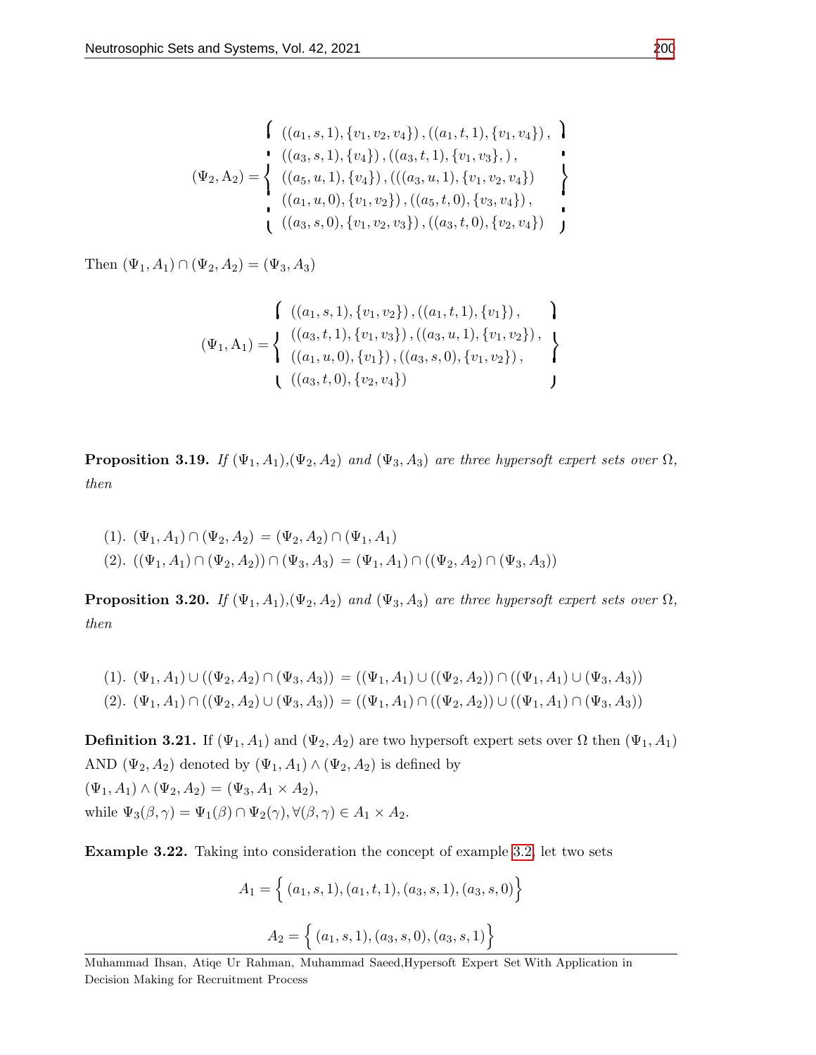$$
(\Psi_2, \mathrm{A}_2) = \left\{ \begin{array}{l} ((a_1, s, 1), \{v_1, v_2, v_4\}), ((a_1, t, 1), \{v_1, v_4\}), \\ ((a_3, s, 1), \{v_4\}), ((a_3, t, 1), \{v_1, v_3\},), \\ ((a_5, u, 1), \{v_4\}), (((a_3, u, 1), \{v_1, v_2, v_4\}) \\ ((a_1, u, 0), \{v_1, v_2\}), ((a_5, t, 0), \{v_3, v_4\}), \\ ((a_3, s, 0), \{v_1, v_2, v_3\}), ((a_3, t, 0), \{v_2, v_4\}) \end{array} \right\}
$$

Then $(\Psi_1, A_1) \cap (\Psi_2, A_2) = (\Psi_3, A_3)$

$$
(\Psi_1, \mathrm{A}_1) = \left\{ \begin{array}{l} ((a_1, s, 1), \{v_1, v_2\}), ((a_1, t, 1), \{v_1\}), \\ ((a_3, t, 1), \{v_1, v_3\}), ((a_3, u, 1), \{v_1, v_2\}), \\ ((a_1, u, 0), \{v_1\}), ((a_3, s, 0), \{v_1, v_2\}), \\ ((a_3, t, 0), \{v_2, v_4\}) \end{array} \right\}
$$

**Proposition 3.19.** *If $(\Psi_1, A_1)$,$(\Psi_2, A_2)$ and $(\Psi_3, A_3)$ are three hypersoft expert sets over $\Omega$, then*

(1). $(\Psi_1, A_1) \cap (\Psi_2, A_2) = (\Psi_2, A_2) \cap (\Psi_1, A_1)$

(2). $((\Psi_1, A_1) \cap (\Psi_2, A_2)) \cap (\Psi_3, A_3) = (\Psi_1, A_1) \cap ((\Psi_2, A_2) \cap (\Psi_3, A_3))$

**Proposition 3.20.** *If $(\Psi_1, A_1)$,$(\Psi_2, A_2)$ and $(\Psi_3, A_3)$ are three hypersoft expert sets over $\Omega$, then*

(1). $(\Psi_1, A_1) \cup ((\Psi_2, A_2) \cap (\Psi_3, A_3)) = ((\Psi_1, A_1) \cup ((\Psi_2, A_2)) \cap ((\Psi_1, A_1) \cup (\Psi_3, A_3))$

(2). $(\Psi_1, A_1) \cap ((\Psi_2, A_2) \cup (\Psi_3, A_3)) = ((\Psi_1, A_1) \cap ((\Psi_2, A_2)) \cup ((\Psi_1, A_1) \cap (\Psi_3, A_3))$

**Definition 3.21.** If $(\Psi_1, A_1)$ and $(\Psi_2, A_2)$ are two hypersoft expert sets over $\Omega$ then $(\Psi_1, A_1)$ AND $(\Psi_2, A_2)$ denoted by $(\Psi_1, A_1) \wedge (\Psi_2, A_2)$ is defined by
$(\Psi_1, A_1) \wedge (\Psi_2, A_2) = (\Psi_3, A_1 \times A_2)$,
while $\Psi_3(\beta, \gamma) = \Psi_1(\beta) \cap \Psi_2(\gamma), \forall (\beta, \gamma) \in A_1 \times A_2$.

**Example 3.22.** Taking into consideration the concept of example 3.2, let two sets

$$
A_1 = \Big\{ (a_1, s, 1), (a_1, t, 1), (a_3, s, 1), (a_3, s, 0) \Big\}
$$

$$
A_2 = \Big\{ (a_1, s, 1), (a_3, s, 0), (a_3, s, 1) \Big\}
$$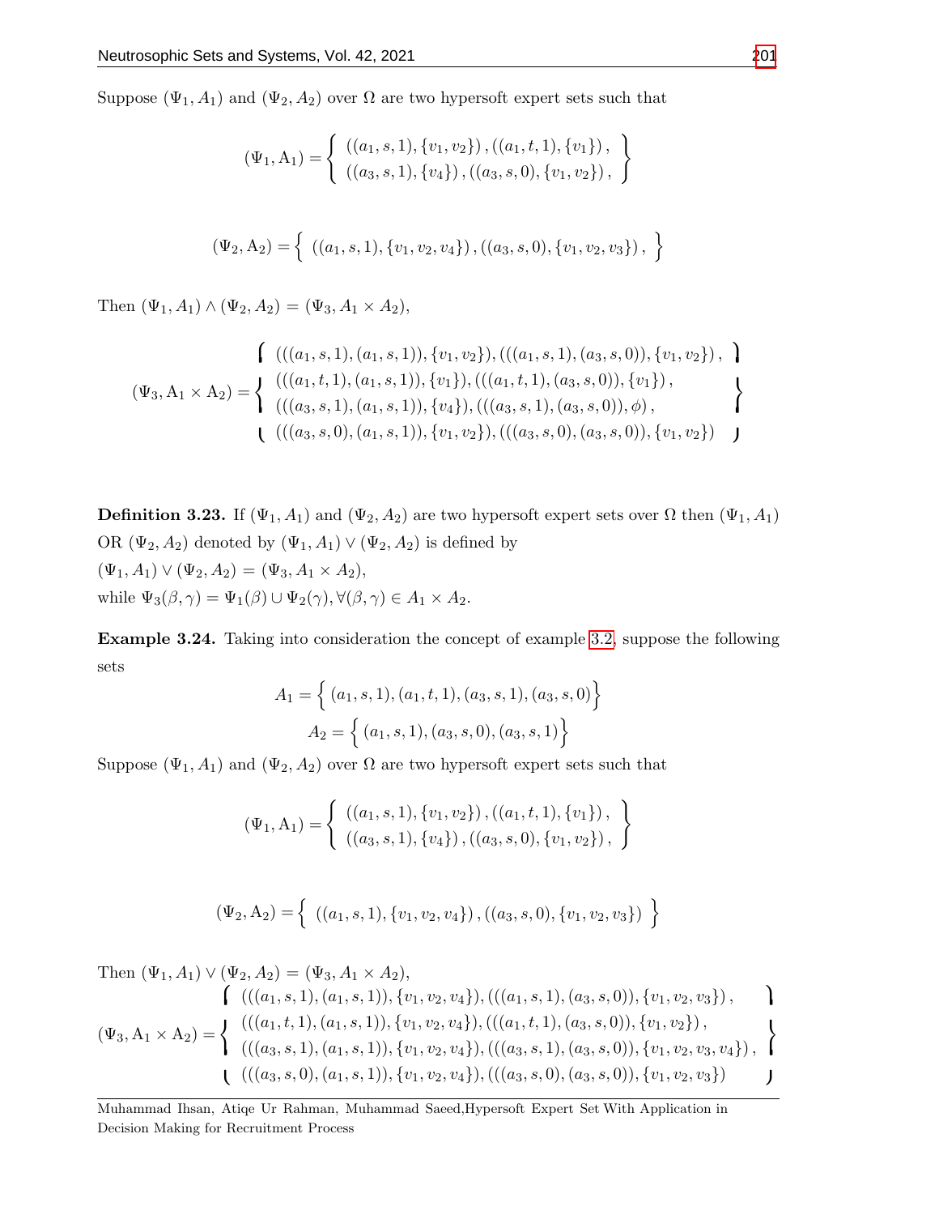Suppose $(\Psi_1, A_1)$ and $(\Psi_2, A_2)$ over $\Omega$ are two hypersoft expert sets such that

$$(\Psi_1, \mathrm{A}_1) = \left\{ \begin{array}{l} ((a_1, s, 1), \{v_1, v_2\}), ((a_1, t, 1), \{v_1\}), \\ ((a_3, s, 1), \{v_4\}), ((a_3, s, 0), \{v_1, v_2\}), \end{array} \right\}$$

$$(\Psi_2, \mathrm{A}_2) = \left\{ \ ((a_1, s, 1), \{v_1, v_2, v_4\}), ((a_3, s, 0), \{v_1, v_2, v_3\}), \ \right\}$$

Then $(\Psi_1, A_1) \wedge (\Psi_2, A_2) = (\Psi_3, A_1 \times A_2)$,

$$(\Psi_3, \mathrm{A}_1 \times \mathrm{A}_2) = \left\{ \begin{array}{l} (((a_1, s, 1), (a_1, s, 1)), \{v_1, v_2\}), (((a_1, s, 1), (a_3, s, 0)), \{v_1, v_2\}), \\ (((a_1, t, 1), (a_1, s, 1)), \{v_1\}), (((a_1, t, 1), (a_3, s, 0)), \{v_1\}), \\ (((a_3, s, 1), (a_1, s, 1)), \{v_4\}), (((a_3, s, 1), (a_3, s, 0)), \phi), \\ (((a_3, s, 0), (a_1, s, 1)), \{v_1, v_2\}), (((a_3, s, 0), (a_3, s, 0)), \{v_1, v_2\}) \end{array} \right\}$$

**Definition 3.23.** If $(\Psi_1, A_1)$ and $(\Psi_2, A_2)$ are two hypersoft expert sets over $\Omega$ then $(\Psi_1, A_1)$ OR $(\Psi_2, A_2)$ denoted by $(\Psi_1, A_1) \vee (\Psi_2, A_2)$ is defined by
$(\Psi_1, A_1) \vee (\Psi_2, A_2) = (\Psi_3, A_1 \times A_2)$,
while $\Psi_3(\beta, \gamma) = \Psi_1(\beta) \cup \Psi_2(\gamma), \forall (\beta, \gamma) \in A_1 \times A_2$.

**Example 3.24.** Taking into consideration the concept of example 3.2, suppose the following sets

$$A_1 = \Big\{ (a_1, s, 1), (a_1, t, 1), (a_3, s, 1), (a_3, s, 0) \Big\}$$
$$A_2 = \Big\{ (a_1, s, 1), (a_3, s, 0), (a_3, s, 1) \Big\}$$

Suppose $(\Psi_1, A_1)$ and $(\Psi_2, A_2)$ over $\Omega$ are two hypersoft expert sets such that

$$(\Psi_1, \mathrm{A}_1) = \left\{ \begin{array}{l} ((a_1, s, 1), \{v_1, v_2\}), ((a_1, t, 1), \{v_1\}), \\ ((a_3, s, 1), \{v_4\}), ((a_3, s, 0), \{v_1, v_2\}), \end{array} \right\}$$

$$(\Psi_2, \mathrm{A}_2) = \left\{ \ ((a_1, s, 1), \{v_1, v_2, v_4\}), ((a_3, s, 0), \{v_1, v_2, v_3\}) \ \right\}$$

Then $(\Psi_1, A_1) \vee (\Psi_2, A_2) = (\Psi_3, A_1 \times A_2)$,

$$(\Psi_3, \mathrm{A}_1 \times \mathrm{A}_2) = \left\{ \begin{array}{l} (((a_1, s, 1), (a_1, s, 1)), \{v_1, v_2, v_4\}), (((a_1, s, 1), (a_3, s, 0)), \{v_1, v_2, v_3\}), \\ (((a_1, t, 1), (a_1, s, 1)), \{v_1, v_2, v_4\}), (((a_1, t, 1), (a_3, s, 0)), \{v_1, v_2\}), \\ (((a_3, s, 1), (a_1, s, 1)), \{v_1, v_2, v_4\}), (((a_3, s, 1), (a_3, s, 0)), \{v_1, v_2, v_3, v_4\}), \\ (((a_3, s, 0), (a_1, s, 1)), \{v_1, v_2, v_4\}), (((a_3, s, 0), (a_3, s, 0)), \{v_1, v_2, v_3\}) \end{array} \right\}$$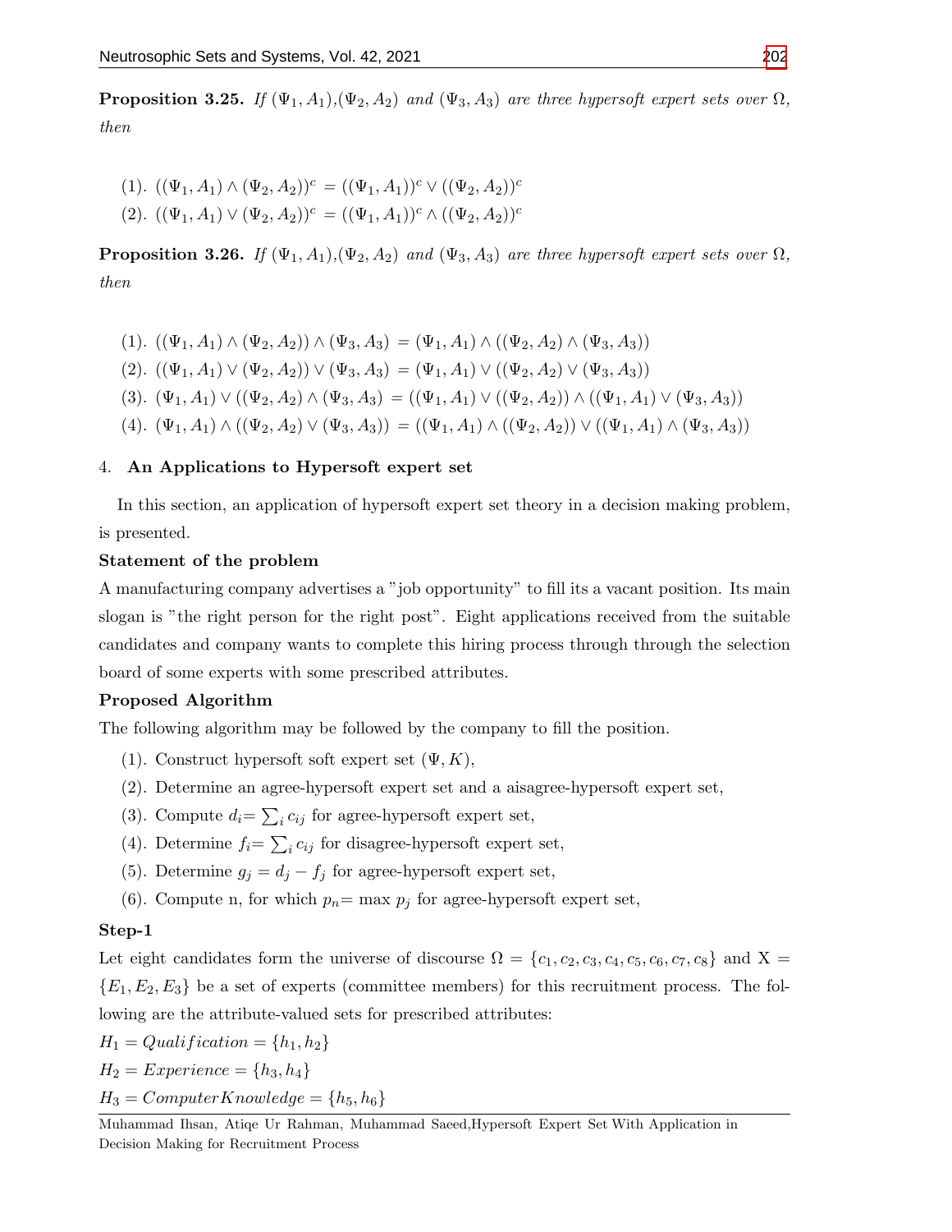**Proposition 3.25.** *If* $(\Psi_1, A_1)$,$(\Psi_2, A_2)$ *and* $(\Psi_3, A_3)$ *are three hypersoft expert sets over* $\Omega$*, then*

(1). $((\Psi_1, A_1) \wedge (\Psi_2, A_2))^c = ((\Psi_1, A_1))^c \vee ((\Psi_2, A_2))^c$

(2). $((\Psi_1, A_1) \vee (\Psi_2, A_2))^c = ((\Psi_1, A_1))^c \wedge ((\Psi_2, A_2))^c$

**Proposition 3.26.** *If* $(\Psi_1, A_1)$,$(\Psi_2, A_2)$ *and* $(\Psi_3, A_3)$ *are three hypersoft expert sets over* $\Omega$*, then*

(1). $((\Psi_1, A_1) \wedge (\Psi_2, A_2)) \wedge (\Psi_3, A_3) = (\Psi_1, A_1) \wedge ((\Psi_2, A_2) \wedge (\Psi_3, A_3))$

(2). $((\Psi_1, A_1) \vee (\Psi_2, A_2)) \vee (\Psi_3, A_3) = (\Psi_1, A_1) \vee ((\Psi_2, A_2) \vee (\Psi_3, A_3))$

(3). $(\Psi_1, A_1) \vee ((\Psi_2, A_2) \wedge (\Psi_3, A_3) = ((\Psi_1, A_1) \vee ((\Psi_2, A_2)) \wedge ((\Psi_1, A_1) \vee (\Psi_3, A_3))$

(4). $(\Psi_1, A_1) \wedge ((\Psi_2, A_2) \vee (\Psi_3, A_3)) = ((\Psi_1, A_1) \wedge ((\Psi_2, A_2)) \vee ((\Psi_1, A_1) \wedge (\Psi_3, A_3))$

## 4. An Applications to Hypersoft expert set

In this section, an application of hypersoft expert set theory in a decision making problem, is presented.

**Statement of the problem**

A manufacturing company advertises a "job opportunity" to fill its a vacant position. Its main slogan is "the right person for the right post". Eight applications received from the suitable candidates and company wants to complete this hiring process through through the selection board of some experts with some prescribed attributes.

**Proposed Algorithm**

The following algorithm may be followed by the company to fill the position.

(1). Construct hypersoft soft expert set $(\Psi, K)$,

(2). Determine an agree-hypersoft expert set and a aisagree-hypersoft expert set,

(3). Compute $d_i = \sum_i c_{ij}$ for agree-hypersoft expert set,

(4). Determine $f_i = \sum_i c_{ij}$ for disagree-hypersoft expert set,

(5). Determine $g_j = d_j - f_j$ for agree-hypersoft expert set,

(6). Compute n, for which $p_n = \max p_j$ for agree-hypersoft expert set,

**Step-1**

Let eight candidates form the universe of discourse $\Omega = \{c_1, c_2, c_3, c_4, c_5, c_6, c_7, c_8\}$ and X = $\{E_1, E_2, E_3\}$ be a set of experts (committee members) for this recruitment process. The following are the attribute-valued sets for prescribed attributes:

$H_1 = Qualification = \{h_1, h_2\}$

$H_2 = Experience = \{h_3, h_4\}$

$H_3 = ComputerKnowledge = \{h_5, h_6\}$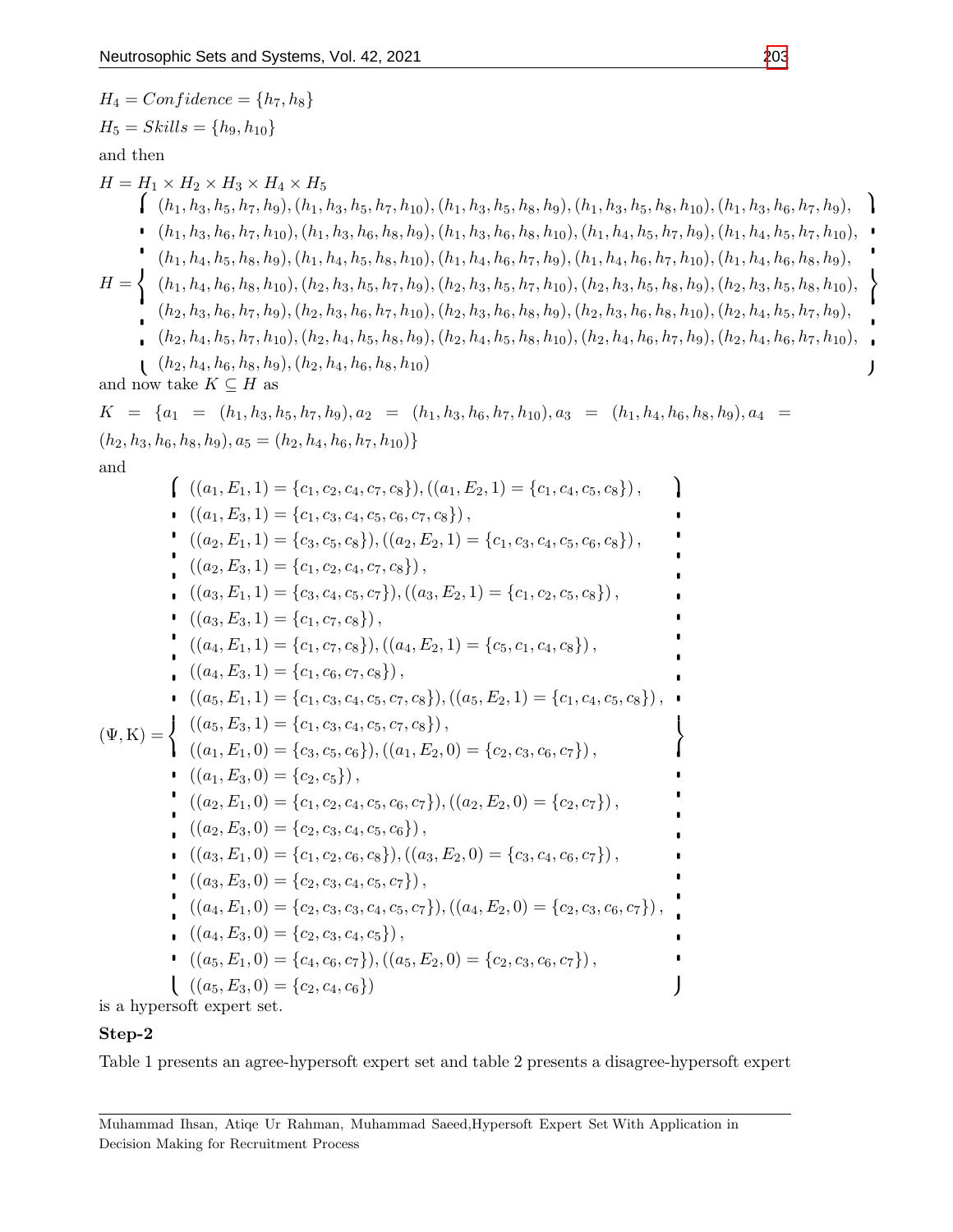$H_4 = Confidence = \{h_7, h_8\}$

$H_5 = Skills = \{h_9, h_{10}\}$

and then

$H = H_1 \times H_2 \times H_3 \times H_4 \times H_5$

$$H = \left\{ \begin{array}{l} (h_1,h_3,h_5,h_7,h_9),(h_1,h_3,h_5,h_7,h_{10}),(h_1,h_3,h_5,h_8,h_9),(h_1,h_3,h_5,h_8,h_{10}),(h_1,h_3,h_6,h_7,h_9), \\ (h_1,h_3,h_6,h_7,h_{10}),(h_1,h_3,h_6,h_8,h_9),(h_1,h_3,h_6,h_8,h_{10}),(h_1,h_4,h_5,h_7,h_9),(h_1,h_4,h_5,h_7,h_{10}), \\ (h_1,h_4,h_5,h_8,h_9),(h_1,h_4,h_5,h_8,h_{10}),(h_1,h_4,h_6,h_7,h_9),(h_1,h_4,h_6,h_7,h_{10}),(h_1,h_4,h_6,h_8,h_9), \\ (h_1,h_4,h_6,h_8,h_{10}),(h_2,h_3,h_5,h_7,h_9),(h_2,h_3,h_5,h_7,h_{10}),(h_2,h_3,h_5,h_8,h_9),(h_2,h_3,h_5,h_8,h_{10}), \\ (h_2,h_3,h_6,h_7,h_9),(h_2,h_3,h_6,h_7,h_{10}),(h_2,h_3,h_6,h_8,h_9),(h_2,h_3,h_6,h_8,h_{10}),(h_2,h_4,h_5,h_7,h_9), \\ (h_2,h_4,h_5,h_7,h_{10}),(h_2,h_4,h_5,h_8,h_9),(h_2,h_4,h_5,h_8,h_{10}),(h_2,h_4,h_6,h_7,h_9),(h_2,h_4,h_6,h_7,h_{10}), \\ (h_2,h_4,h_6,h_8,h_9),(h_2,h_4,h_6,h_8,h_{10}) \end{array} \right\}$$

and now take $K \subseteq H$ as

$K = \{a_1 = (h_1,h_3,h_5,h_7,h_9), a_2 = (h_1,h_3,h_6,h_7,h_{10}), a_3 = (h_1,h_4,h_6,h_8,h_9), a_4 = (h_2,h_3,h_6,h_8,h_9), a_5 = (h_2,h_4,h_6,h_7,h_{10})\}$

and

$$(\Psi, \mathrm{K}) = \left\{ \begin{array}{l} ((a_1,E_1,1) = \{c_1,c_2,c_4,c_7,c_8\}),((a_1,E_2,1) = \{c_1,c_4,c_5,c_8\}), \\ ((a_1,E_3,1) = \{c_1,c_3,c_4,c_5,c_6,c_7,c_8\}), \\ ((a_2,E_1,1) = \{c_3,c_5,c_8\}),((a_2,E_2,1) = \{c_1,c_3,c_4,c_5,c_6,c_8\}), \\ ((a_2,E_3,1) = \{c_1,c_2,c_4,c_7,c_8\}), \\ ((a_3,E_1,1) = \{c_3,c_4,c_5,c_7\}),((a_3,E_2,1) = \{c_1,c_2,c_5,c_8\}), \\ ((a_3,E_3,1) = \{c_1,c_7,c_8\}), \\ ((a_4,E_1,1) = \{c_1,c_7,c_8\}),((a_4,E_2,1) = \{c_5,c_1,c_4,c_8\}), \\ ((a_4,E_3,1) = \{c_1,c_6,c_7,c_8\}), \\ ((a_5,E_1,1) = \{c_1,c_3,c_4,c_5,c_7,c_8\}),((a_5,E_2,1) = \{c_1,c_4,c_5,c_8\}), \\ ((a_5,E_3,1) = \{c_1,c_3,c_4,c_5,c_7,c_8\}), \\ ((a_1,E_1,0) = \{c_3,c_5,c_6\}),((a_1,E_2,0) = \{c_2,c_3,c_6,c_7\}), \\ ((a_1,E_3,0) = \{c_2,c_5\}), \\ ((a_2,E_1,0) = \{c_1,c_2,c_4,c_5,c_6,c_7\}),((a_2,E_2,0) = \{c_2,c_7\}), \\ ((a_2,E_3,0) = \{c_2,c_3,c_4,c_5,c_6\}), \\ ((a_3,E_1,0) = \{c_1,c_2,c_6,c_8\}),((a_3,E_2,0) = \{c_3,c_4,c_6,c_7\}), \\ ((a_3,E_3,0) = \{c_2,c_3,c_4,c_5,c_7\}), \\ ((a_4,E_1,0) = \{c_2,c_3,c_3,c_4,c_5,c_7\}),((a_4,E_2,0) = \{c_2,c_3,c_6,c_7\}), \\ ((a_4,E_3,0) = \{c_2,c_3,c_4,c_5\}), \\ ((a_5,E_1,0) = \{c_4,c_6,c_7\}),((a_5,E_2,0) = \{c_2,c_3,c_6,c_7\}), \\ ((a_5,E_3,0) = \{c_2,c_4,c_6\}) \end{array} \right\}$$

is a hypersoft expert set.

**Step-2**

Table 1 presents an agree-hypersoft expert set and table 2 presents a disagree-hypersoft expert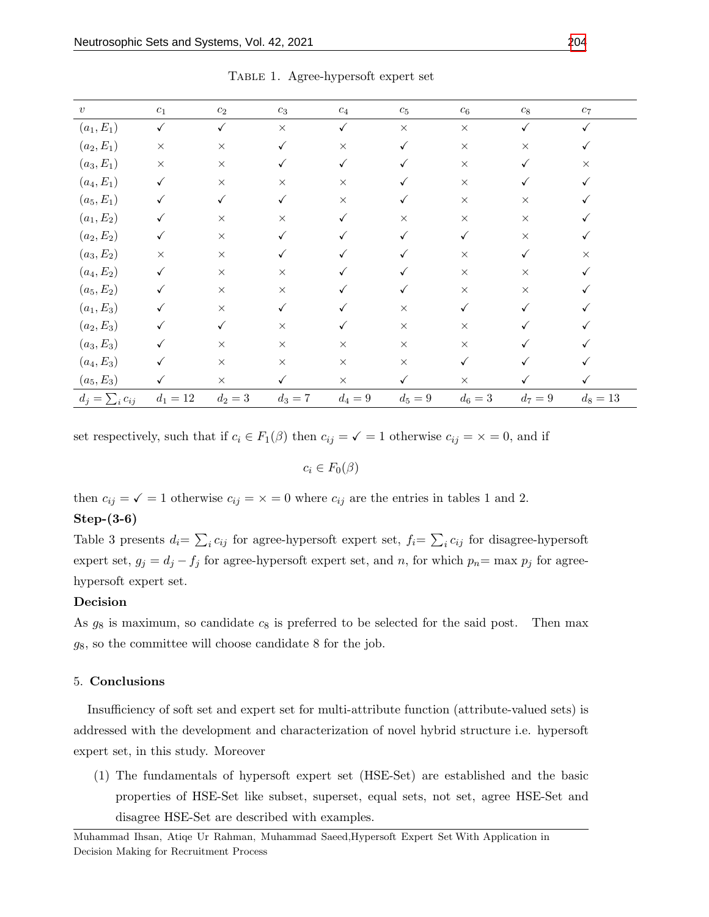TABLE 1. Agree-hypersoft expert set

| $v$ | $c_1$ | $c_2$ | $c_3$ | $c_4$ | $c_5$ | $c_6$ | $c_8$ | $c_7$ |
|---|---|---|---|---|---|---|---|---|
| $(a_1, E_1)$ | ✓ | ✓ | × | ✓ | × | × | ✓ | ✓ |
| $(a_2, E_1)$ | × | × | ✓ | × | ✓ | × | × | ✓ |
| $(a_3, E_1)$ | × | × | ✓ | ✓ | ✓ | × | ✓ | × |
| $(a_4, E_1)$ | ✓ | × | × | × | ✓ | × | ✓ | ✓ |
| $(a_5, E_1)$ | ✓ | ✓ | ✓ | × | ✓ | × | × | ✓ |
| $(a_1, E_2)$ | ✓ | × | × | ✓ | × | × | × | ✓ |
| $(a_2, E_2)$ | ✓ | × | ✓ | ✓ | ✓ | ✓ | × | ✓ |
| $(a_3, E_2)$ | × | × | ✓ | ✓ | ✓ | × | ✓ | × |
| $(a_4, E_2)$ | ✓ | × | × | ✓ | ✓ | × | × | ✓ |
| $(a_5, E_2)$ | ✓ | × | × | ✓ | ✓ | × | × | ✓ |
| $(a_1, E_3)$ | ✓ | × | ✓ | ✓ | × | ✓ | ✓ | ✓ |
| $(a_2, E_3)$ | ✓ | ✓ | × | ✓ | × | × | ✓ | ✓ |
| $(a_3, E_3)$ | ✓ | × | × | × | × | × | ✓ | ✓ |
| $(a_4, E_3)$ | ✓ | × | × | × | × | ✓ | ✓ | ✓ |
| $(a_5, E_3)$ | ✓ | × | ✓ | × | ✓ | × | ✓ | ✓ |
| $d_j = \sum_i c_{ij}$ | $d_1 = 12$ | $d_2 = 3$ | $d_3 = 7$ | $d_4 = 9$ | $d_5 = 9$ | $d_6 = 3$ | $d_7 = 9$ | $d_8 = 13$ |

set respectively, such that if $c_i \in F_1(\beta)$ then $c_{ij} = ✓ = 1$ otherwise $c_{ij} = × = 0$, and if

$$c_i \in F_0(\beta)$$

then $c_{ij} = ✓ = 1$ otherwise $c_{ij} = × = 0$ where $c_{ij}$ are the entries in tables 1 and 2.

**Step-(3-6)**

Table 3 presents $d_i = \sum_i c_{ij}$ for agree-hypersoft expert set, $f_i = \sum_i c_{ij}$ for disagree-hypersoft expert set, $g_j = d_j - f_j$ for agree-hypersoft expert set, and $n$, for which $p_n = \max p_j$ for agree-hypersoft expert set.

**Decision**

As $g_8$ is maximum, so candidate $c_8$ is preferred to be selected for the said post. Then max $g_8$, so the committee will choose candidate 8 for the job.

## 5. Conclusions

Insufficiency of soft set and expert set for multi-attribute function (attribute-valued sets) is addressed with the development and characterization of novel hybrid structure i.e. hypersoft expert set, in this study. Moreover

(1) The fundamentals of hypersoft expert set (HSE-Set) are established and the basic properties of HSE-Set like subset, superset, equal sets, not set, agree HSE-Set and disagree HSE-Set are described with examples.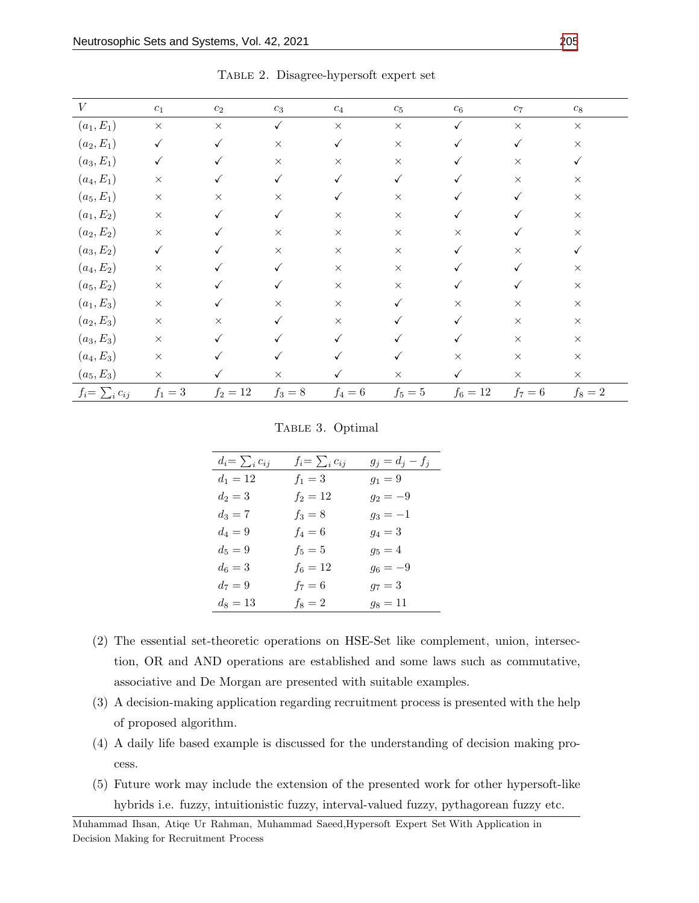Table 2. Disagree-hypersoft expert set

| $V$ | $c_1$ | $c_2$ | $c_3$ | $c_4$ | $c_5$ | $c_6$ | $c_7$ | $c_8$ |
|---|---|---|---|---|---|---|---|---|
| $(a_1, E_1)$ | × | × | ✓ | × | × | ✓ | × | × |
| $(a_2, E_1)$ | ✓ | ✓ | × | ✓ | × | ✓ | ✓ | × |
| $(a_3, E_1)$ | ✓ | ✓ | × | × | × | ✓ | × | ✓ |
| $(a_4, E_1)$ | × | ✓ | ✓ | ✓ | ✓ | ✓ | × | × |
| $(a_5, E_1)$ | × | × | × | ✓ | × | ✓ | ✓ | × |
| $(a_1, E_2)$ | × | ✓ | ✓ | × | × | ✓ | ✓ | × |
| $(a_2, E_2)$ | × | ✓ | × | × | × | × | ✓ | × |
| $(a_3, E_2)$ | ✓ | ✓ | × | × | × | ✓ | × | ✓ |
| $(a_4, E_2)$ | × | ✓ | ✓ | × | × | ✓ | ✓ | × |
| $(a_5, E_2)$ | × | ✓ | ✓ | × | × | ✓ | ✓ | × |
| $(a_1, E_3)$ | × | ✓ | × | × | ✓ | × | × | × |
| $(a_2, E_3)$ | × | × | ✓ | × | ✓ | ✓ | × | × |
| $(a_3, E_3)$ | × | ✓ | ✓ | ✓ | ✓ | ✓ | × | × |
| $(a_4, E_3)$ | × | ✓ | ✓ | ✓ | ✓ | × | × | × |
| $(a_5, E_3)$ | × | ✓ | × | ✓ | × | ✓ | × | × |
| $f_i = \sum_i c_{ij}$ | $f_1 = 3$ | $f_2 = 12$ | $f_3 = 8$ | $f_4 = 6$ | $f_5 = 5$ | $f_6 = 12$ | $f_7 = 6$ | $f_8 = 2$ |

Table 3. Optimal

| $d_i = \sum_i c_{ij}$ | $f_i = \sum_i c_{ij}$ | $g_j = d_j - f_j$ |
|---|---|---|
| $d_1 = 12$ | $f_1 = 3$ | $g_1 = 9$ |
| $d_2 = 3$ | $f_2 = 12$ | $g_2 = -9$ |
| $d_3 = 7$ | $f_3 = 8$ | $g_3 = -1$ |
| $d_4 = 9$ | $f_4 = 6$ | $g_4 = 3$ |
| $d_5 = 9$ | $f_5 = 5$ | $g_5 = 4$ |
| $d_6 = 3$ | $f_6 = 12$ | $g_6 = -9$ |
| $d_7 = 9$ | $f_7 = 6$ | $g_7 = 3$ |
| $d_8 = 13$ | $f_8 = 2$ | $g_8 = 11$ |

(2) The essential set-theoretic operations on HSE-Set like complement, union, intersection, OR and AND operations are established and some laws such as commutative, associative and De Morgan are presented with suitable examples.

(3) A decision-making application regarding recruitment process is presented with the help of proposed algorithm.

(4) A daily life based example is discussed for the understanding of decision making process.

(5) Future work may include the extension of the presented work for other hypersoft-like hybrids i.e. fuzzy, intuitionistic fuzzy, interval-valued fuzzy, pythagorean fuzzy etc.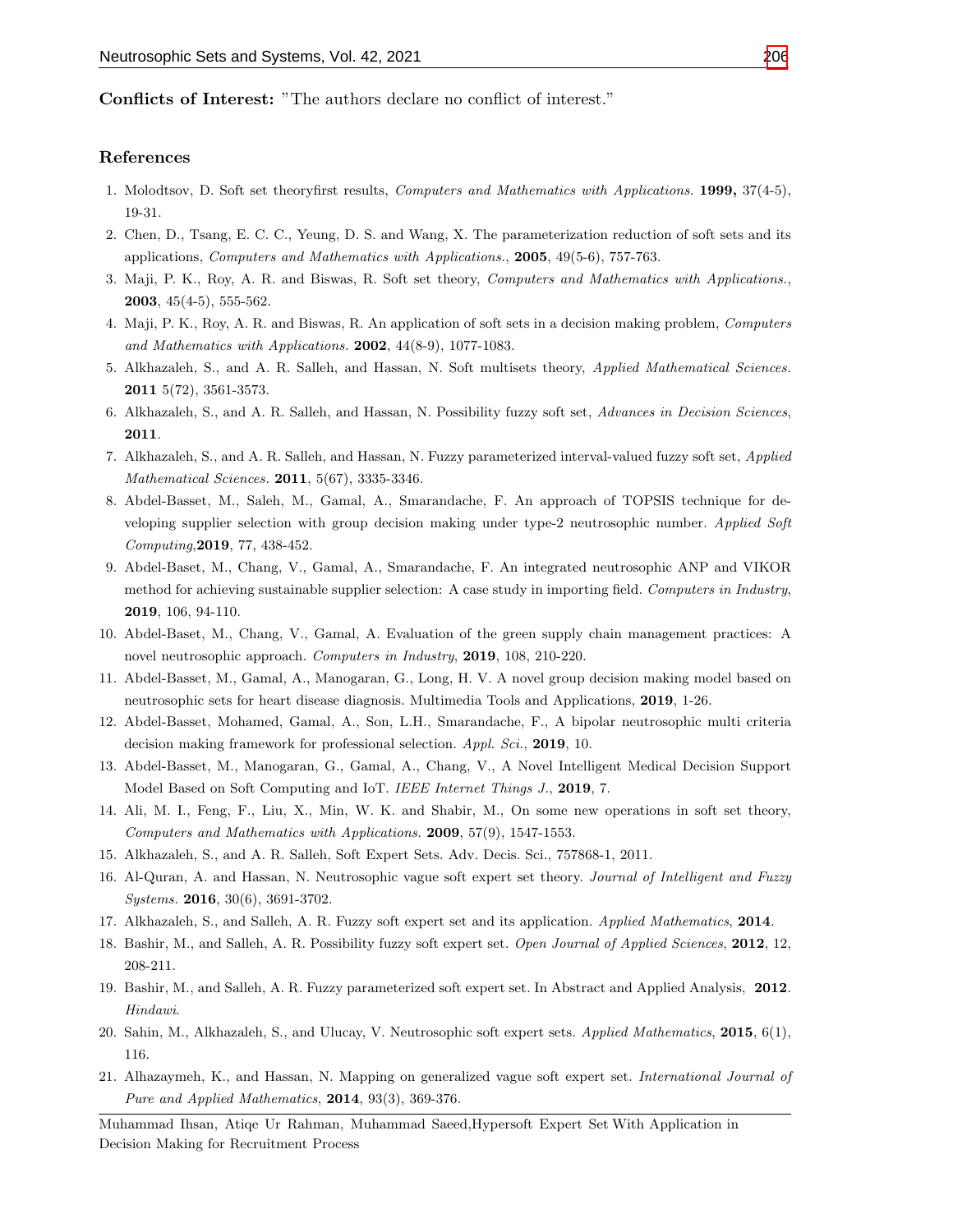**Conflicts of Interest:** "The authors declare no conflict of interest."

## References

1. Molodtsov, D. Soft set theoryfirst results, *Computers and Mathematics with Applications.* **1999,** 37(4-5), 19-31.
2. Chen, D., Tsang, E. C. C., Yeung, D. S. and Wang, X. The parameterization reduction of soft sets and its applications, *Computers and Mathematics with Applications.*, **2005**, 49(5-6), 757-763.
3. Maji, P. K., Roy, A. R. and Biswas, R. Soft set theory, *Computers and Mathematics with Applications.*, **2003**, 45(4-5), 555-562.
4. Maji, P. K., Roy, A. R. and Biswas, R. An application of soft sets in a decision making problem, *Computers and Mathematics with Applications.* **2002**, 44(8-9), 1077-1083.
5. Alkhazaleh, S., and A. R. Salleh, and Hassan, N. Soft multisets theory, *Applied Mathematical Sciences.* **2011** 5(72), 3561-3573.
6. Alkhazaleh, S., and A. R. Salleh, and Hassan, N. Possibility fuzzy soft set, *Advances in Decision Sciences*, **2011**.
7. Alkhazaleh, S., and A. R. Salleh, and Hassan, N. Fuzzy parameterized interval-valued fuzzy soft set, *Applied Mathematical Sciences.* **2011**, 5(67), 3335-3346.
8. Abdel-Basset, M., Saleh, M., Gamal, A., Smarandache, F. An approach of TOPSIS technique for developing supplier selection with group decision making under type-2 neutrosophic number. *Applied Soft Computing*,**2019**, 77, 438-452.
9. Abdel-Baset, M., Chang, V., Gamal, A., Smarandache, F. An integrated neutrosophic ANP and VIKOR method for achieving sustainable supplier selection: A case study in importing field. *Computers in Industry*, **2019**, 106, 94-110.
10. Abdel-Baset, M., Chang, V., Gamal, A. Evaluation of the green supply chain management practices: A novel neutrosophic approach. *Computers in Industry*, **2019**, 108, 210-220.
11. Abdel-Basset, M., Gamal, A., Manogaran, G., Long, H. V. A novel group decision making model based on neutrosophic sets for heart disease diagnosis. Multimedia Tools and Applications, **2019**, 1-26.
12. Abdel-Basset, Mohamed, Gamal, A., Son, L.H., Smarandache, F., A bipolar neutrosophic multi criteria decision making framework for professional selection. *Appl. Sci.*, **2019**, 10.
13. Abdel-Basset, M., Manogaran, G., Gamal, A., Chang, V., A Novel Intelligent Medical Decision Support Model Based on Soft Computing and IoT. *IEEE Internet Things J.*, **2019**, 7.
14. Ali, M. I., Feng, F., Liu, X., Min, W. K. and Shabir, M., On some new operations in soft set theory, *Computers and Mathematics with Applications.* **2009**, 57(9), 1547-1553.
15. Alkhazaleh, S., and A. R. Salleh, Soft Expert Sets. Adv. Decis. Sci., 757868-1, 2011.
16. Al-Quran, A. and Hassan, N. Neutrosophic vague soft expert set theory. *Journal of Intelligent and Fuzzy Systems.* **2016**, 30(6), 3691-3702.
17. Alkhazaleh, S., and Salleh, A. R. Fuzzy soft expert set and its application. *Applied Mathematics*, **2014**.
18. Bashir, M., and Salleh, A. R. Possibility fuzzy soft expert set. *Open Journal of Applied Sciences*, **2012**, 12, 208-211.
19. Bashir, M., and Salleh, A. R. Fuzzy parameterized soft expert set. In Abstract and Applied Analysis, **2012**. *Hindawi*.
20. Sahin, M., Alkhazaleh, S., and Ulucay, V. Neutrosophic soft expert sets. *Applied Mathematics*, **2015**, 6(1), 116.
21. Alhazaymeh, K., and Hassan, N. Mapping on generalized vague soft expert set. *International Journal of Pure and Applied Mathematics*, **2014**, 93(3), 369-376.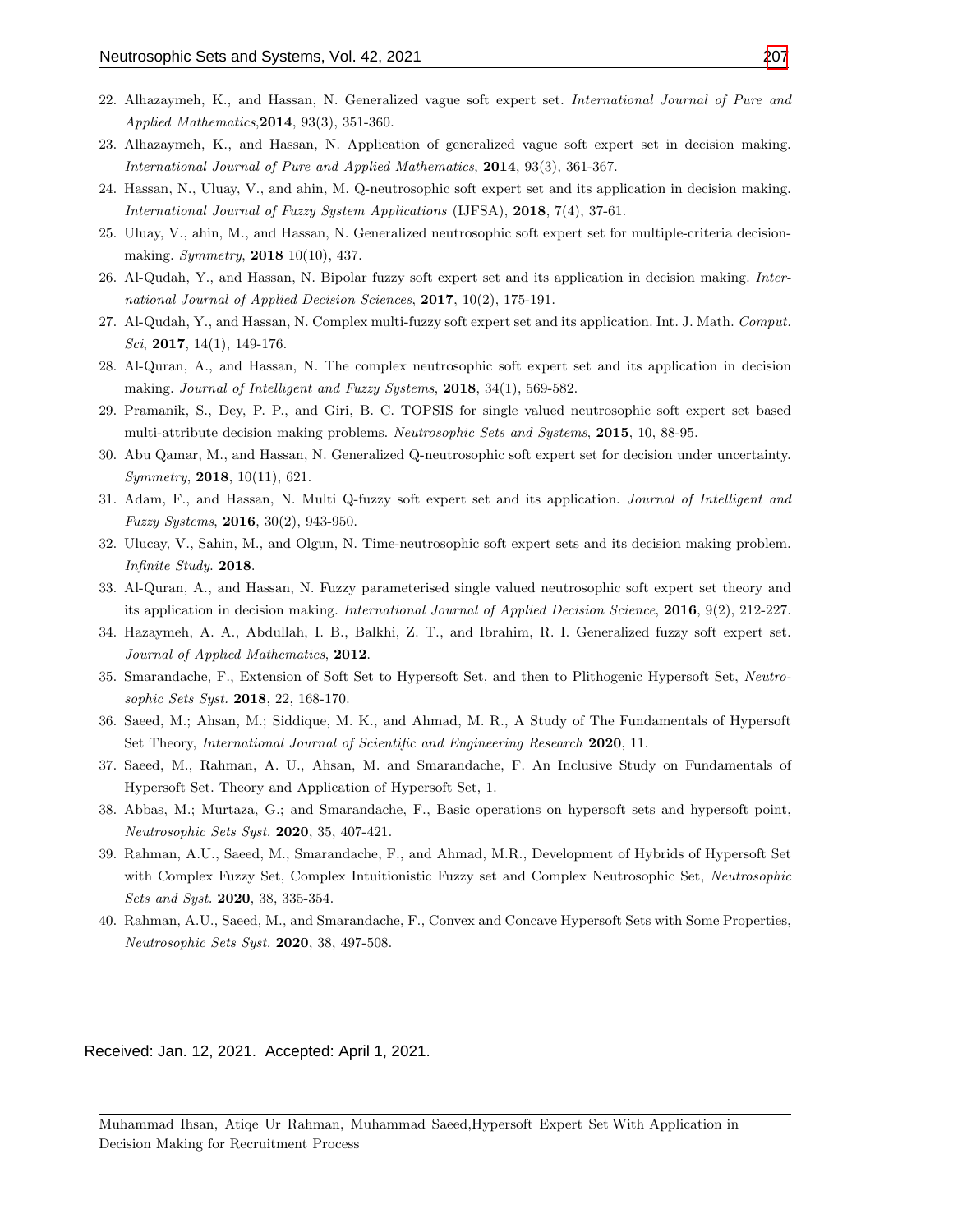22. Alhazaymeh, K., and Hassan, N. Generalized vague soft expert set. *International Journal of Pure and Applied Mathematics*,**2014**, 93(3), 351-360.
23. Alhazaymeh, K., and Hassan, N. Application of generalized vague soft expert set in decision making. *International Journal of Pure and Applied Mathematics*, **2014**, 93(3), 361-367.
24. Hassan, N., Uluay, V., and ahin, M. Q-neutrosophic soft expert set and its application in decision making. *International Journal of Fuzzy System Applications* (IJFSA), **2018**, 7(4), 37-61.
25. Uluay, V., ahin, M., and Hassan, N. Generalized neutrosophic soft expert set for multiple-criteria decision-making. *Symmetry*, **2018** 10(10), 437.
26. Al-Qudah, Y., and Hassan, N. Bipolar fuzzy soft expert set and its application in decision making. *International Journal of Applied Decision Sciences*, **2017**, 10(2), 175-191.
27. Al-Qudah, Y., and Hassan, N. Complex multi-fuzzy soft expert set and its application. Int. J. Math. *Comput. Sci*, **2017**, 14(1), 149-176.
28. Al-Quran, A., and Hassan, N. The complex neutrosophic soft expert set and its application in decision making. *Journal of Intelligent and Fuzzy Systems*, **2018**, 34(1), 569-582.
29. Pramanik, S., Dey, P. P., and Giri, B. C. TOPSIS for single valued neutrosophic soft expert set based multi-attribute decision making problems. *Neutrosophic Sets and Systems*, **2015**, 10, 88-95.
30. Abu Qamar, M., and Hassan, N. Generalized Q-neutrosophic soft expert set for decision under uncertainty. *Symmetry*, **2018**, 10(11), 621.
31. Adam, F., and Hassan, N. Multi Q-fuzzy soft expert set and its application. *Journal of Intelligent and Fuzzy Systems*, **2016**, 30(2), 943-950.
32. Ulucay, V., Sahin, M., and Olgun, N. Time-neutrosophic soft expert sets and its decision making problem. *Infinite Study*. **2018**.
33. Al-Quran, A., and Hassan, N. Fuzzy parameterised single valued neutrosophic soft expert set theory and its application in decision making. *International Journal of Applied Decision Science*, **2016**, 9(2), 212-227.
34. Hazaymeh, A. A., Abdullah, I. B., Balkhi, Z. T., and Ibrahim, R. I. Generalized fuzzy soft expert set. *Journal of Applied Mathematics*, **2012**.
35. Smarandache, F., Extension of Soft Set to Hypersoft Set, and then to Plithogenic Hypersoft Set, *Neutrosophic Sets Syst.* **2018**, 22, 168-170.
36. Saeed, M.; Ahsan, M.; Siddique, M. K., and Ahmad, M. R., A Study of The Fundamentals of Hypersoft Set Theory, *International Journal of Scientific and Engineering Research* **2020**, 11.
37. Saeed, M., Rahman, A. U., Ahsan, M. and Smarandache, F. An Inclusive Study on Fundamentals of Hypersoft Set. Theory and Application of Hypersoft Set, 1.
38. Abbas, M.; Murtaza, G.; and Smarandache, F., Basic operations on hypersoft sets and hypersoft point, *Neutrosophic Sets Syst.* **2020**, 35, 407-421.
39. Rahman, A.U., Saeed, M., Smarandache, F., and Ahmad, M.R., Development of Hybrids of Hypersoft Set with Complex Fuzzy Set, Complex Intuitionistic Fuzzy set and Complex Neutrosophic Set, *Neutrosophic Sets and Syst.* **2020**, 38, 335-354.
40. Rahman, A.U., Saeed, M., and Smarandache, F., Convex and Concave Hypersoft Sets with Some Properties, *Neutrosophic Sets Syst.* **2020**, 38, 497-508.

Received: Jan. 12, 2021. Accepted: April 1, 2021.